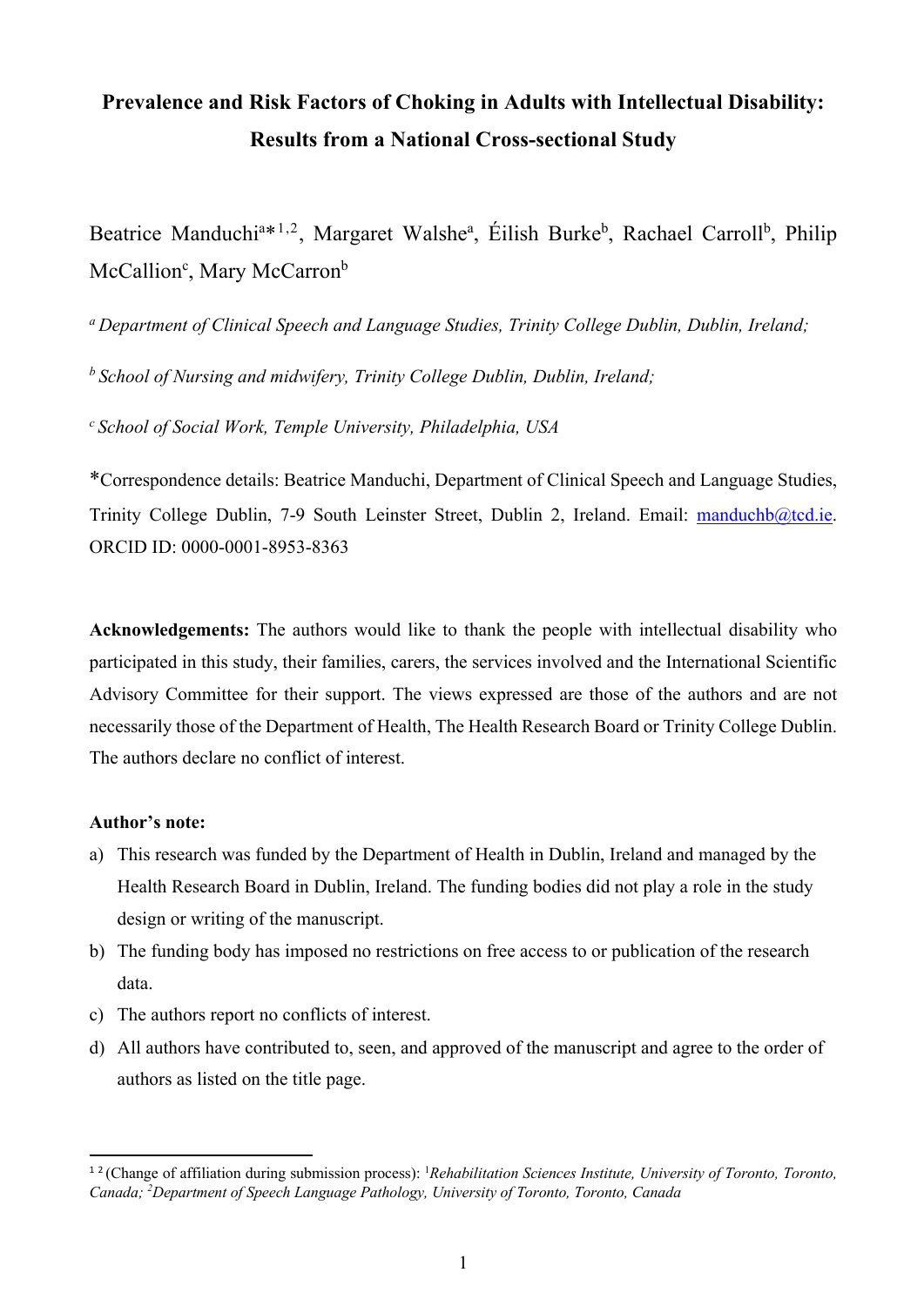# Prevalence and Risk Factors of Choking in Adults with Intellectual Disability: Results from a National Cross-sectional Study

Beatrice Manduchi[a*1,2], Margaret Walshe[a], Éilish Burke[b], Rachael Carroll[b], Philip McCallion[c], Mary McCarron[b]

[a] *Department of Clinical Speech and Language Studies, Trinity College Dublin, Dublin, Ireland;*

[b] *School of Nursing and midwifery, Trinity College Dublin, Dublin, Ireland;*

[c] *School of Social Work, Temple University, Philadelphia, USA*

*Correspondence details: Beatrice Manduchi, Department of Clinical Speech and Language Studies, Trinity College Dublin, 7-9 South Leinster Street, Dublin 2, Ireland. Email: manduchb@tcd.ie. ORCID ID: 0000-0001-8953-8363

**Acknowledgements:** The authors would like to thank the people with intellectual disability who participated in this study, their families, carers, the services involved and the International Scientific Advisory Committee for their support. The views expressed are those of the authors and are not necessarily those of the Department of Health, The Health Research Board or Trinity College Dublin. The authors declare no conflict of interest.

**Author's note:**

a) This research was funded by the Department of Health in Dublin, Ireland and managed by the Health Research Board in Dublin, Ireland. The funding bodies did not play a role in the study design or writing of the manuscript.
b) The funding body has imposed no restrictions on free access to or publication of the research data.
c) The authors report no conflicts of interest.
d) All authors have contributed to, seen, and approved of the manuscript and agree to the order of authors as listed on the title page.

[1 2] (Change of affiliation during submission process): [1]*Rehabilitation Sciences Institute, University of Toronto, Toronto, Canada;* [2]*Department of Speech Language Pathology, University of Toronto, Toronto, Canada*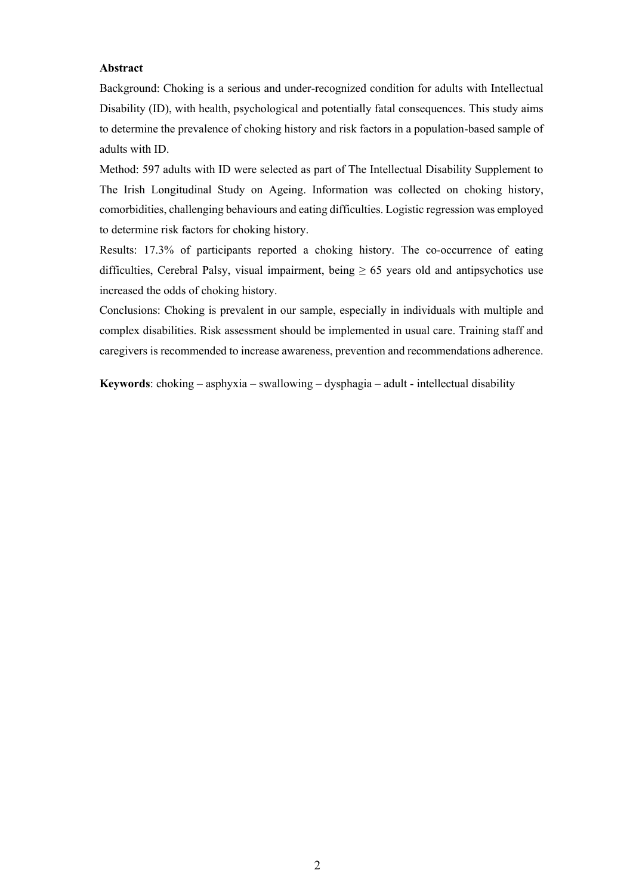**Abstract**

Background: Choking is a serious and under-recognized condition for adults with Intellectual Disability (ID), with health, psychological and potentially fatal consequences. This study aims to determine the prevalence of choking history and risk factors in a population-based sample of adults with ID.

Method: 597 adults with ID were selected as part of The Intellectual Disability Supplement to The Irish Longitudinal Study on Ageing. Information was collected on choking history, comorbidities, challenging behaviours and eating difficulties. Logistic regression was employed to determine risk factors for choking history.

Results: 17.3% of participants reported a choking history. The co-occurrence of eating difficulties, Cerebral Palsy, visual impairment, being $\geq$ 65 years old and antipsychotics use increased the odds of choking history.

Conclusions: Choking is prevalent in our sample, especially in individuals with multiple and complex disabilities. Risk assessment should be implemented in usual care. Training staff and caregivers is recommended to increase awareness, prevention and recommendations adherence.

**Keywords**: choking – asphyxia – swallowing – dysphagia – adult - intellectual disability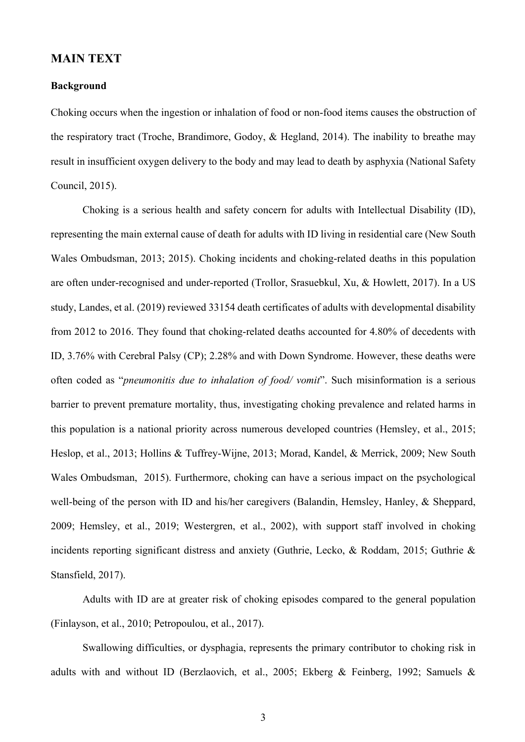## MAIN TEXT

### Background

Choking occurs when the ingestion or inhalation of food or non-food items causes the obstruction of the respiratory tract (Troche, Brandimore, Godoy, & Hegland, 2014). The inability to breathe may result in insufficient oxygen delivery to the body and may lead to death by asphyxia (National Safety Council, 2015).

Choking is a serious health and safety concern for adults with Intellectual Disability (ID), representing the main external cause of death for adults with ID living in residential care (New South Wales Ombudsman, 2013; 2015). Choking incidents and choking-related deaths in this population are often under-recognised and under-reported (Trollor, Srasuebkul, Xu, & Howlett, 2017). In a US study, Landes, et al. (2019) reviewed 33154 death certificates of adults with developmental disability from 2012 to 2016. They found that choking-related deaths accounted for 4.80% of decedents with ID, 3.76% with Cerebral Palsy (CP); 2.28% and with Down Syndrome. However, these deaths were often coded as "*pneumonitis due to inhalation of food/ vomit*". Such misinformation is a serious barrier to prevent premature mortality, thus, investigating choking prevalence and related harms in this population is a national priority across numerous developed countries (Hemsley, et al., 2015; Heslop, et al., 2013; Hollins & Tuffrey-Wijne, 2013; Morad, Kandel, & Merrick, 2009; New South Wales Ombudsman, 2015). Furthermore, choking can have a serious impact on the psychological well-being of the person with ID and his/her caregivers (Balandin, Hemsley, Hanley, & Sheppard, 2009; Hemsley, et al., 2019; Westergren, et al., 2002), with support staff involved in choking incidents reporting significant distress and anxiety (Guthrie, Lecko, & Roddam, 2015; Guthrie & Stansfield, 2017).

Adults with ID are at greater risk of choking episodes compared to the general population (Finlayson, et al., 2010; Petropoulou, et al., 2017).

Swallowing difficulties, or dysphagia, represents the primary contributor to choking risk in adults with and without ID (Berzlaovich, et al., 2005; Ekberg & Feinberg, 1992; Samuels &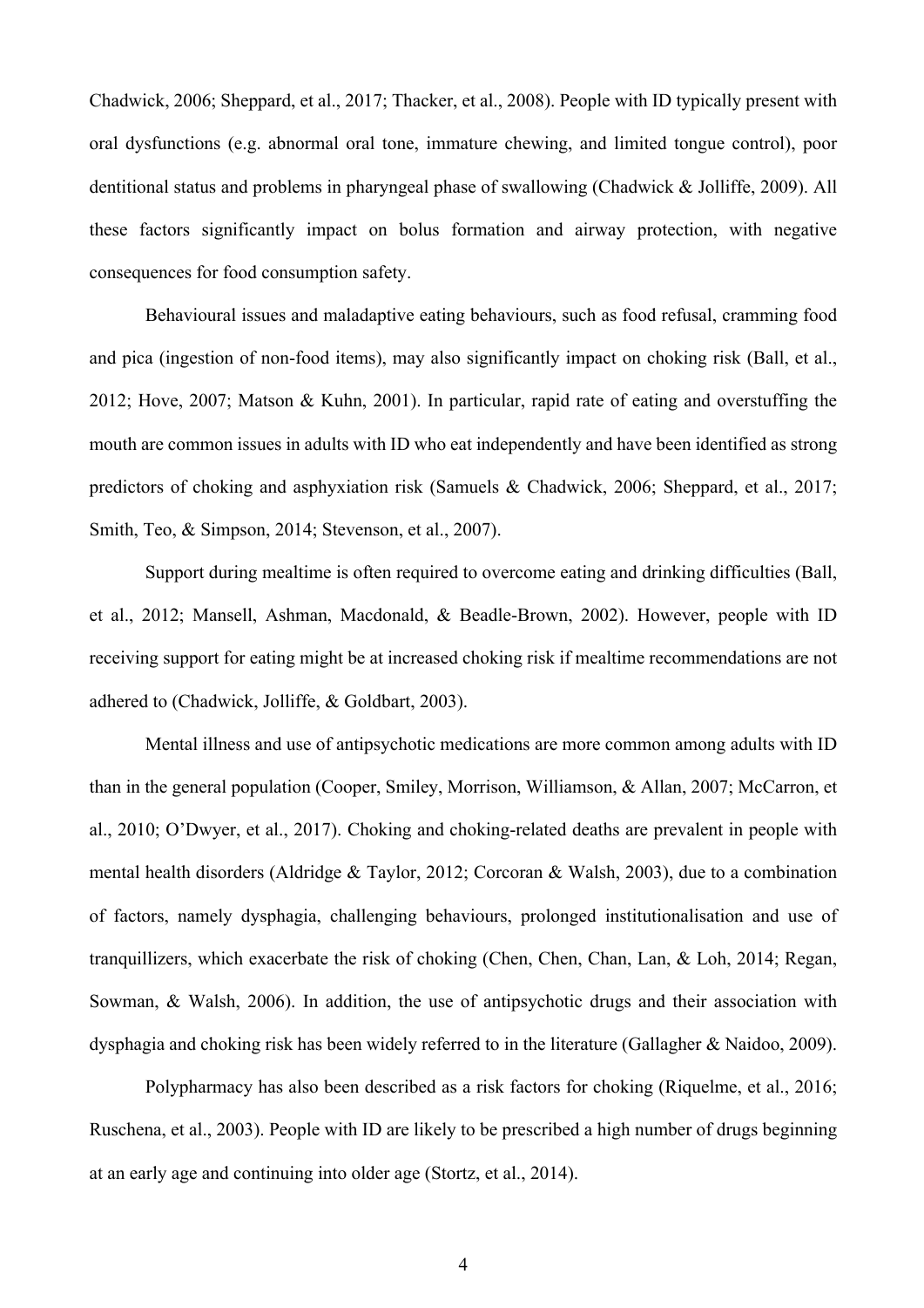Chadwick, 2006; Sheppard, et al., 2017; Thacker, et al., 2008). People with ID typically present with oral dysfunctions (e.g. abnormal oral tone, immature chewing, and limited tongue control), poor dentitional status and problems in pharyngeal phase of swallowing (Chadwick & Jolliffe, 2009). All these factors significantly impact on bolus formation and airway protection, with negative consequences for food consumption safety.

Behavioural issues and maladaptive eating behaviours, such as food refusal, cramming food and pica (ingestion of non-food items), may also significantly impact on choking risk (Ball, et al., 2012; Hove, 2007; Matson & Kuhn, 2001). In particular, rapid rate of eating and overstuffing the mouth are common issues in adults with ID who eat independently and have been identified as strong predictors of choking and asphyxiation risk (Samuels & Chadwick, 2006; Sheppard, et al., 2017; Smith, Teo, & Simpson, 2014; Stevenson, et al., 2007).

Support during mealtime is often required to overcome eating and drinking difficulties (Ball, et al., 2012; Mansell, Ashman, Macdonald, & Beadle-Brown, 2002). However, people with ID receiving support for eating might be at increased choking risk if mealtime recommendations are not adhered to (Chadwick, Jolliffe, & Goldbart, 2003).

Mental illness and use of antipsychotic medications are more common among adults with ID than in the general population (Cooper, Smiley, Morrison, Williamson, & Allan, 2007; McCarron, et al., 2010; O'Dwyer, et al., 2017). Choking and choking-related deaths are prevalent in people with mental health disorders (Aldridge & Taylor, 2012; Corcoran & Walsh, 2003), due to a combination of factors, namely dysphagia, challenging behaviours, prolonged institutionalisation and use of tranquillizers, which exacerbate the risk of choking (Chen, Chen, Chan, Lan, & Loh, 2014; Regan, Sowman, & Walsh, 2006). In addition, the use of antipsychotic drugs and their association with dysphagia and choking risk has been widely referred to in the literature (Gallagher & Naidoo, 2009).

Polypharmacy has also been described as a risk factors for choking (Riquelme, et al., 2016; Ruschena, et al., 2003). People with ID are likely to be prescribed a high number of drugs beginning at an early age and continuing into older age (Stortz, et al., 2014).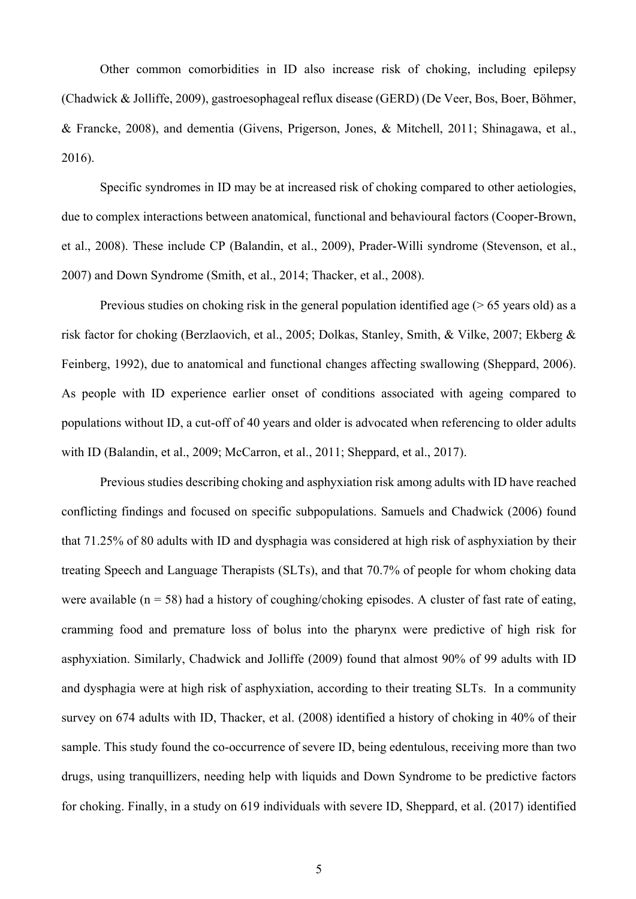Other common comorbidities in ID also increase risk of choking, including epilepsy (Chadwick & Jolliffe, 2009), gastroesophageal reflux disease (GERD) (De Veer, Bos, Boer, Böhmer, & Francke, 2008), and dementia (Givens, Prigerson, Jones, & Mitchell, 2011; Shinagawa, et al., 2016).

Specific syndromes in ID may be at increased risk of choking compared to other aetiologies, due to complex interactions between anatomical, functional and behavioural factors (Cooper-Brown, et al., 2008). These include CP (Balandin, et al., 2009), Prader-Willi syndrome (Stevenson, et al., 2007) and Down Syndrome (Smith, et al., 2014; Thacker, et al., 2008).

Previous studies on choking risk in the general population identified age (> 65 years old) as a risk factor for choking (Berzlaovich, et al., 2005; Dolkas, Stanley, Smith, & Vilke, 2007; Ekberg & Feinberg, 1992), due to anatomical and functional changes affecting swallowing (Sheppard, 2006). As people with ID experience earlier onset of conditions associated with ageing compared to populations without ID, a cut-off of 40 years and older is advocated when referencing to older adults with ID (Balandin, et al., 2009; McCarron, et al., 2011; Sheppard, et al., 2017).

Previous studies describing choking and asphyxiation risk among adults with ID have reached conflicting findings and focused on specific subpopulations. Samuels and Chadwick (2006) found that 71.25% of 80 adults with ID and dysphagia was considered at high risk of asphyxiation by their treating Speech and Language Therapists (SLTs), and that 70.7% of people for whom choking data were available (n = 58) had a history of coughing/choking episodes. A cluster of fast rate of eating, cramming food and premature loss of bolus into the pharynx were predictive of high risk for asphyxiation. Similarly, Chadwick and Jolliffe (2009) found that almost 90% of 99 adults with ID and dysphagia were at high risk of asphyxiation, according to their treating SLTs. In a community survey on 674 adults with ID, Thacker, et al. (2008) identified a history of choking in 40% of their sample. This study found the co-occurrence of severe ID, being edentulous, receiving more than two drugs, using tranquillizers, needing help with liquids and Down Syndrome to be predictive factors for choking. Finally, in a study on 619 individuals with severe ID, Sheppard, et al. (2017) identified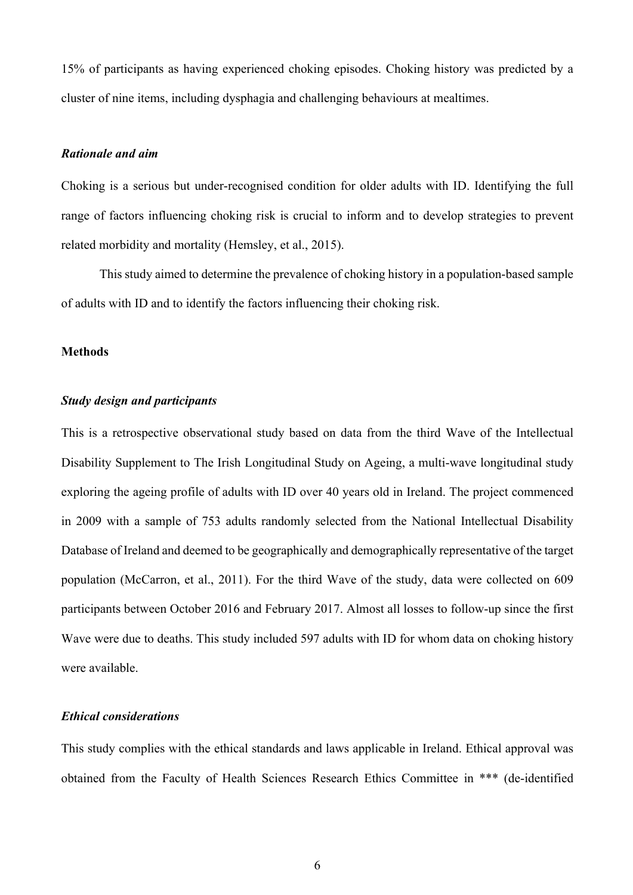15% of participants as having experienced choking episodes. Choking history was predicted by a cluster of nine items, including dysphagia and challenging behaviours at mealtimes.

### *Rationale and aim*

Choking is a serious but under-recognised condition for older adults with ID. Identifying the full range of factors influencing choking risk is crucial to inform and to develop strategies to prevent related morbidity and mortality (Hemsley, et al., 2015).

This study aimed to determine the prevalence of choking history in a population-based sample of adults with ID and to identify the factors influencing their choking risk.

## Methods

### *Study design and participants*

This is a retrospective observational study based on data from the third Wave of the Intellectual Disability Supplement to The Irish Longitudinal Study on Ageing, a multi-wave longitudinal study exploring the ageing profile of adults with ID over 40 years old in Ireland. The project commenced in 2009 with a sample of 753 adults randomly selected from the National Intellectual Disability Database of Ireland and deemed to be geographically and demographically representative of the target population (McCarron, et al., 2011). For the third Wave of the study, data were collected on 609 participants between October 2016 and February 2017. Almost all losses to follow-up since the first Wave were due to deaths. This study included 597 adults with ID for whom data on choking history were available.

### *Ethical considerations*

This study complies with the ethical standards and laws applicable in Ireland. Ethical approval was obtained from the Faculty of Health Sciences Research Ethics Committee in *** (de-identified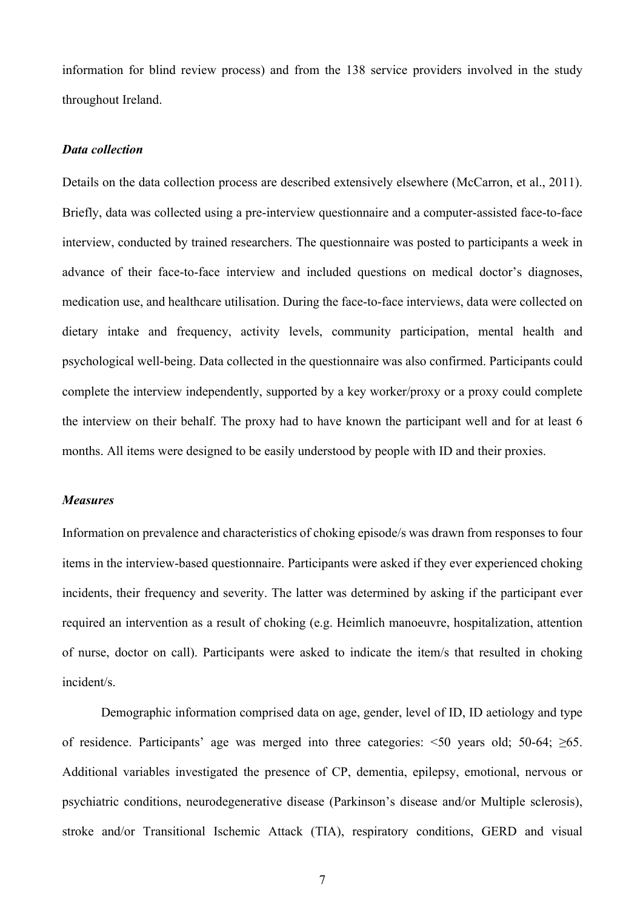information for blind review process) and from the 138 service providers involved in the study throughout Ireland.

### *Data collection*

Details on the data collection process are described extensively elsewhere (McCarron, et al., 2011). Briefly, data was collected using a pre-interview questionnaire and a computer-assisted face-to-face interview, conducted by trained researchers. The questionnaire was posted to participants a week in advance of their face-to-face interview and included questions on medical doctor's diagnoses, medication use, and healthcare utilisation. During the face-to-face interviews, data were collected on dietary intake and frequency, activity levels, community participation, mental health and psychological well-being. Data collected in the questionnaire was also confirmed. Participants could complete the interview independently, supported by a key worker/proxy or a proxy could complete the interview on their behalf. The proxy had to have known the participant well and for at least 6 months. All items were designed to be easily understood by people with ID and their proxies.

### *Measures*

Information on prevalence and characteristics of choking episode/s was drawn from responses to four items in the interview-based questionnaire. Participants were asked if they ever experienced choking incidents, their frequency and severity. The latter was determined by asking if the participant ever required an intervention as a result of choking (e.g. Heimlich manoeuvre, hospitalization, attention of nurse, doctor on call). Participants were asked to indicate the item/s that resulted in choking incident/s.

Demographic information comprised data on age, gender, level of ID, ID aetiology and type of residence. Participants' age was merged into three categories: <50 years old; 50-64; ≥65. Additional variables investigated the presence of CP, dementia, epilepsy, emotional, nervous or psychiatric conditions, neurodegenerative disease (Parkinson's disease and/or Multiple sclerosis), stroke and/or Transitional Ischemic Attack (TIA), respiratory conditions, GERD and visual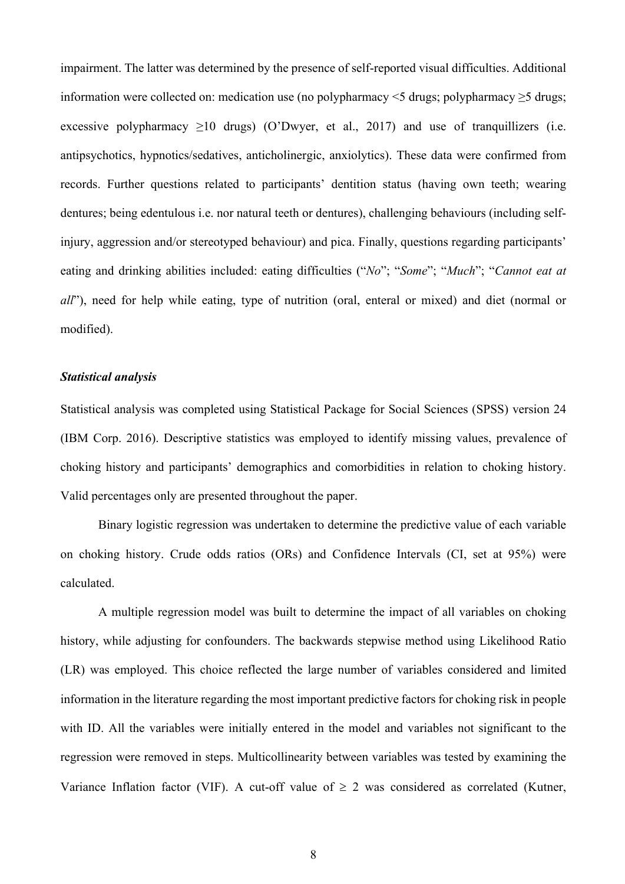impairment. The latter was determined by the presence of self-reported visual difficulties. Additional information were collected on: medication use (no polypharmacy <5 drugs; polypharmacy ≥5 drugs; excessive polypharmacy ≥10 drugs) (O'Dwyer, et al., 2017) and use of tranquillizers (i.e. antipsychotics, hypnotics/sedatives, anticholinergic, anxiolytics). These data were confirmed from records. Further questions related to participants' dentition status (having own teeth; wearing dentures; being edentulous i.e. nor natural teeth or dentures), challenging behaviours (including self-injury, aggression and/or stereotyped behaviour) and pica. Finally, questions regarding participants' eating and drinking abilities included: eating difficulties ("*No*"; "*Some*"; "*Much*"; "*Cannot eat at all*"), need for help while eating, type of nutrition (oral, enteral or mixed) and diet (normal or modified).

### *Statistical analysis*

Statistical analysis was completed using Statistical Package for Social Sciences (SPSS) version 24 (IBM Corp. 2016). Descriptive statistics was employed to identify missing values, prevalence of choking history and participants' demographics and comorbidities in relation to choking history. Valid percentages only are presented throughout the paper.

Binary logistic regression was undertaken to determine the predictive value of each variable on choking history. Crude odds ratios (ORs) and Confidence Intervals (CI, set at 95%) were calculated.

A multiple regression model was built to determine the impact of all variables on choking history, while adjusting for confounders. The backwards stepwise method using Likelihood Ratio (LR) was employed. This choice reflected the large number of variables considered and limited information in the literature regarding the most important predictive factors for choking risk in people with ID. All the variables were initially entered in the model and variables not significant to the regression were removed in steps. Multicollinearity between variables was tested by examining the Variance Inflation factor (VIF). A cut-off value of $\geq 2$ was considered as correlated (Kutner,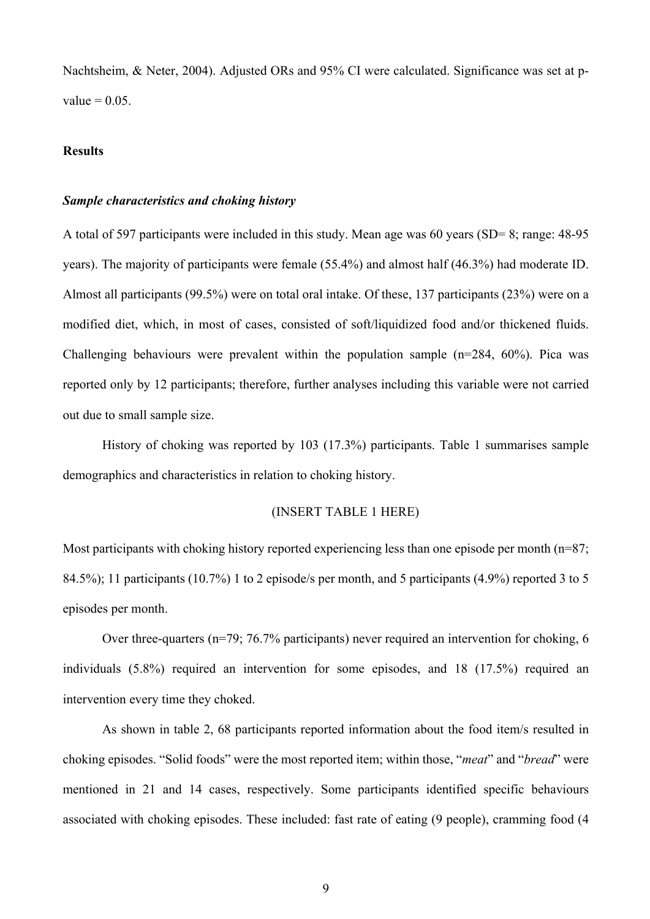Nachtsheim, & Neter, 2004). Adjusted ORs and 95% CI were calculated. Significance was set at p-value = 0.05.

**Results**

***Sample characteristics and choking history***

A total of 597 participants were included in this study. Mean age was 60 years (SD= 8; range: 48-95 years). The majority of participants were female (55.4%) and almost half (46.3%) had moderate ID. Almost all participants (99.5%) were on total oral intake. Of these, 137 participants (23%) were on a modified diet, which, in most of cases, consisted of soft/liquidized food and/or thickened fluids. Challenging behaviours were prevalent within the population sample (n=284, 60%). Pica was reported only by 12 participants; therefore, further analyses including this variable were not carried out due to small sample size.

History of choking was reported by 103 (17.3%) participants. Table 1 summarises sample demographics and characteristics in relation to choking history.

(INSERT TABLE 1 HERE)

Most participants with choking history reported experiencing less than one episode per month (n=87; 84.5%); 11 participants (10.7%) 1 to 2 episode/s per month, and 5 participants (4.9%) reported 3 to 5 episodes per month.

Over three-quarters (n=79; 76.7% participants) never required an intervention for choking, 6 individuals (5.8%) required an intervention for some episodes, and 18 (17.5%) required an intervention every time they choked.

As shown in table 2, 68 participants reported information about the food item/s resulted in choking episodes. "Solid foods" were the most reported item; within those, "*meat*" and "*bread*" were mentioned in 21 and 14 cases, respectively. Some participants identified specific behaviours associated with choking episodes. These included: fast rate of eating (9 people), cramming food (4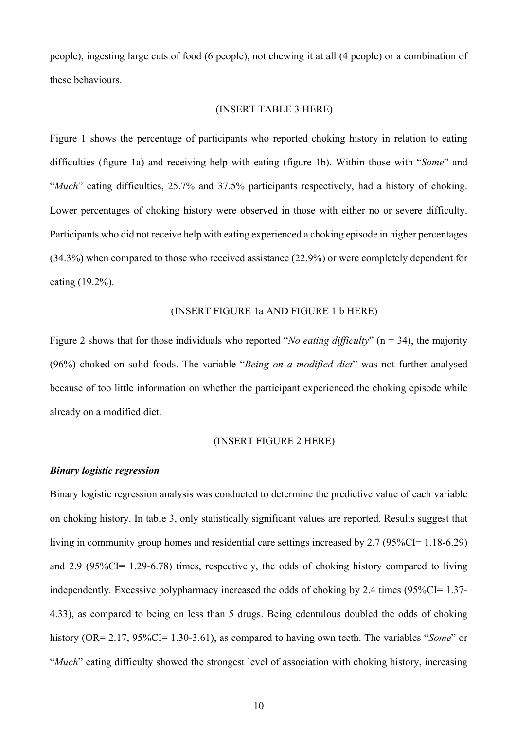people), ingesting large cuts of food (6 people), not chewing it at all (4 people) or a combination of these behaviours.

(INSERT TABLE 3 HERE)

Figure 1 shows the percentage of participants who reported choking history in relation to eating difficulties (figure 1a) and receiving help with eating (figure 1b). Within those with "*Some*" and "*Much*" eating difficulties, 25.7% and 37.5% participants respectively, had a history of choking. Lower percentages of choking history were observed in those with either no or severe difficulty. Participants who did not receive help with eating experienced a choking episode in higher percentages (34.3%) when compared to those who received assistance (22.9%) or were completely dependent for eating (19.2%).

(INSERT FIGURE 1a AND FIGURE 1 b HERE)

Figure 2 shows that for those individuals who reported "*No eating difficulty*" (n = 34), the majority (96%) choked on solid foods. The variable "*Being on a modified diet*" was not further analysed because of too little information on whether the participant experienced the choking episode while already on a modified diet.

(INSERT FIGURE 2 HERE)

***Binary logistic regression***

Binary logistic regression analysis was conducted to determine the predictive value of each variable on choking history. In table 3, only statistically significant values are reported. Results suggest that living in community group homes and residential care settings increased by 2.7 (95%CI= 1.18-6.29) and 2.9 (95%CI= 1.29-6.78) times, respectively, the odds of choking history compared to living independently. Excessive polypharmacy increased the odds of choking by 2.4 times (95%CI= 1.37-4.33), as compared to being on less than 5 drugs. Being edentulous doubled the odds of choking history (OR= 2.17, 95%CI= 1.30-3.61), as compared to having own teeth. The variables "*Some*" or "*Much*" eating difficulty showed the strongest level of association with choking history, increasing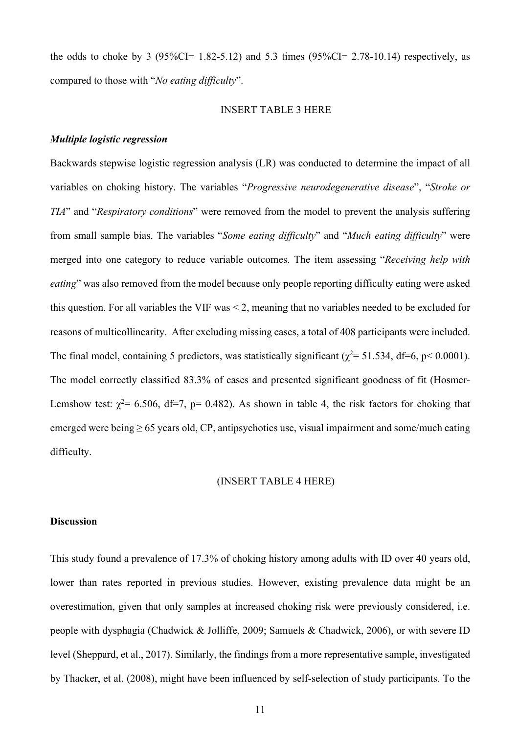the odds to choke by 3 (95%CI= 1.82-5.12) and 5.3 times (95%CI= 2.78-10.14) respectively, as compared to those with "*No eating difficulty*".

INSERT TABLE 3 HERE

### *Multiple logistic regression*

Backwards stepwise logistic regression analysis (LR) was conducted to determine the impact of all variables on choking history. The variables "*Progressive neurodegenerative disease*", "*Stroke or TIA*" and "*Respiratory conditions*" were removed from the model to prevent the analysis suffering from small sample bias. The variables "*Some eating difficulty*" and "*Much eating difficulty*" were merged into one category to reduce variable outcomes. The item assessing "*Receiving help with eating*" was also removed from the model because only people reporting difficulty eating were asked this question. For all variables the VIF was < 2, meaning that no variables needed to be excluded for reasons of multicollinearity. After excluding missing cases, a total of 408 participants were included. The final model, containing 5 predictors, was statistically significant ($\chi^2$= 51.534, df=6, $p<0.0001$). The model correctly classified 83.3% of cases and presented significant goodness of fit (Hosmer-Lemshow test: $\chi^2$= 6.506, df=7, p= 0.482). As shown in table 4, the risk factors for choking that emerged were being ≥ 65 years old, CP, antipsychotics use, visual impairment and some/much eating difficulty.

(INSERT TABLE 4 HERE)

## Discussion

This study found a prevalence of 17.3% of choking history among adults with ID over 40 years old, lower than rates reported in previous studies. However, existing prevalence data might be an overestimation, given that only samples at increased choking risk were previously considered, i.e. people with dysphagia (Chadwick & Jolliffe, 2009; Samuels & Chadwick, 2006), or with severe ID level (Sheppard, et al., 2017). Similarly, the findings from a more representative sample, investigated by Thacker, et al. (2008), might have been influenced by self-selection of study participants. To the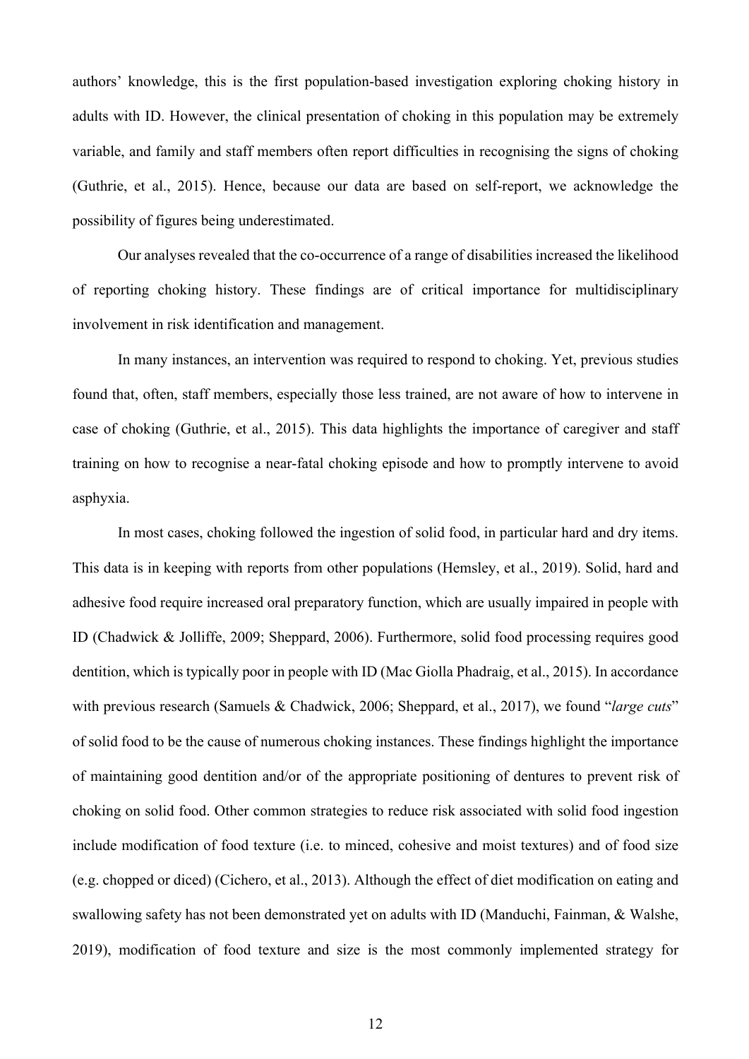authors' knowledge, this is the first population-based investigation exploring choking history in adults with ID. However, the clinical presentation of choking in this population may be extremely variable, and family and staff members often report difficulties in recognising the signs of choking (Guthrie, et al., 2015). Hence, because our data are based on self-report, we acknowledge the possibility of figures being underestimated.

Our analyses revealed that the co-occurrence of a range of disabilities increased the likelihood of reporting choking history. These findings are of critical importance for multidisciplinary involvement in risk identification and management.

In many instances, an intervention was required to respond to choking. Yet, previous studies found that, often, staff members, especially those less trained, are not aware of how to intervene in case of choking (Guthrie, et al., 2015). This data highlights the importance of caregiver and staff training on how to recognise a near-fatal choking episode and how to promptly intervene to avoid asphyxia.

In most cases, choking followed the ingestion of solid food, in particular hard and dry items. This data is in keeping with reports from other populations (Hemsley, et al., 2019). Solid, hard and adhesive food require increased oral preparatory function, which are usually impaired in people with ID (Chadwick & Jolliffe, 2009; Sheppard, 2006). Furthermore, solid food processing requires good dentition, which is typically poor in people with ID (Mac Giolla Phadraig, et al., 2015). In accordance with previous research (Samuels & Chadwick, 2006; Sheppard, et al., 2017), we found "*large cuts*" of solid food to be the cause of numerous choking instances. These findings highlight the importance of maintaining good dentition and/or of the appropriate positioning of dentures to prevent risk of choking on solid food. Other common strategies to reduce risk associated with solid food ingestion include modification of food texture (i.e. to minced, cohesive and moist textures) and of food size (e.g. chopped or diced) (Cichero, et al., 2013). Although the effect of diet modification on eating and swallowing safety has not been demonstrated yet on adults with ID (Manduchi, Fainman, & Walshe, 2019), modification of food texture and size is the most commonly implemented strategy for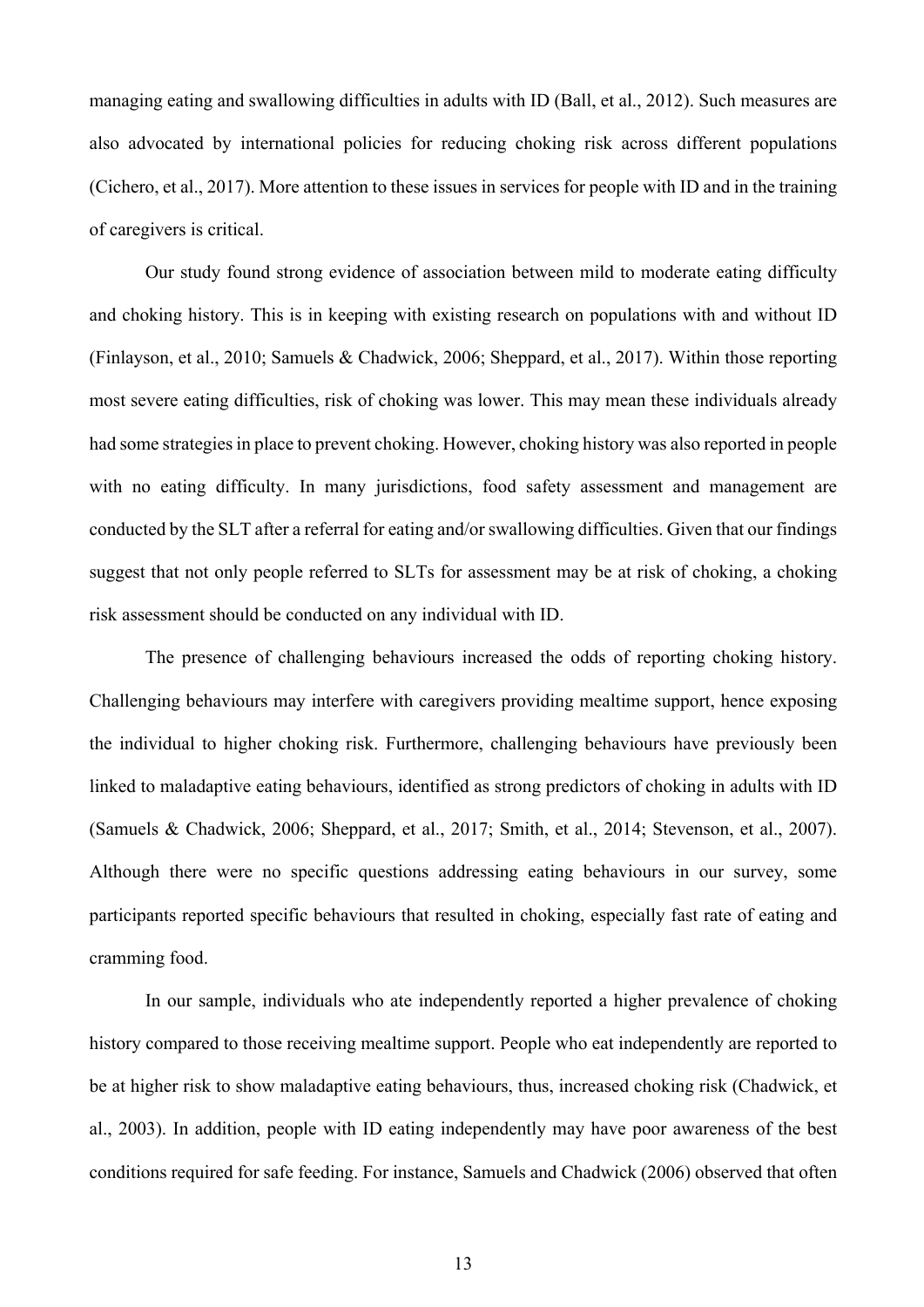managing eating and swallowing difficulties in adults with ID (Ball, et al., 2012). Such measures are also advocated by international policies for reducing choking risk across different populations (Cichero, et al., 2017). More attention to these issues in services for people with ID and in the training of caregivers is critical.

Our study found strong evidence of association between mild to moderate eating difficulty and choking history. This is in keeping with existing research on populations with and without ID (Finlayson, et al., 2010; Samuels & Chadwick, 2006; Sheppard, et al., 2017). Within those reporting most severe eating difficulties, risk of choking was lower. This may mean these individuals already had some strategies in place to prevent choking. However, choking history was also reported in people with no eating difficulty. In many jurisdictions, food safety assessment and management are conducted by the SLT after a referral for eating and/or swallowing difficulties. Given that our findings suggest that not only people referred to SLTs for assessment may be at risk of choking, a choking risk assessment should be conducted on any individual with ID.

The presence of challenging behaviours increased the odds of reporting choking history. Challenging behaviours may interfere with caregivers providing mealtime support, hence exposing the individual to higher choking risk. Furthermore, challenging behaviours have previously been linked to maladaptive eating behaviours, identified as strong predictors of choking in adults with ID (Samuels & Chadwick, 2006; Sheppard, et al., 2017; Smith, et al., 2014; Stevenson, et al., 2007). Although there were no specific questions addressing eating behaviours in our survey, some participants reported specific behaviours that resulted in choking, especially fast rate of eating and cramming food.

In our sample, individuals who ate independently reported a higher prevalence of choking history compared to those receiving mealtime support. People who eat independently are reported to be at higher risk to show maladaptive eating behaviours, thus, increased choking risk (Chadwick, et al., 2003). In addition, people with ID eating independently may have poor awareness of the best conditions required for safe feeding. For instance, Samuels and Chadwick (2006) observed that often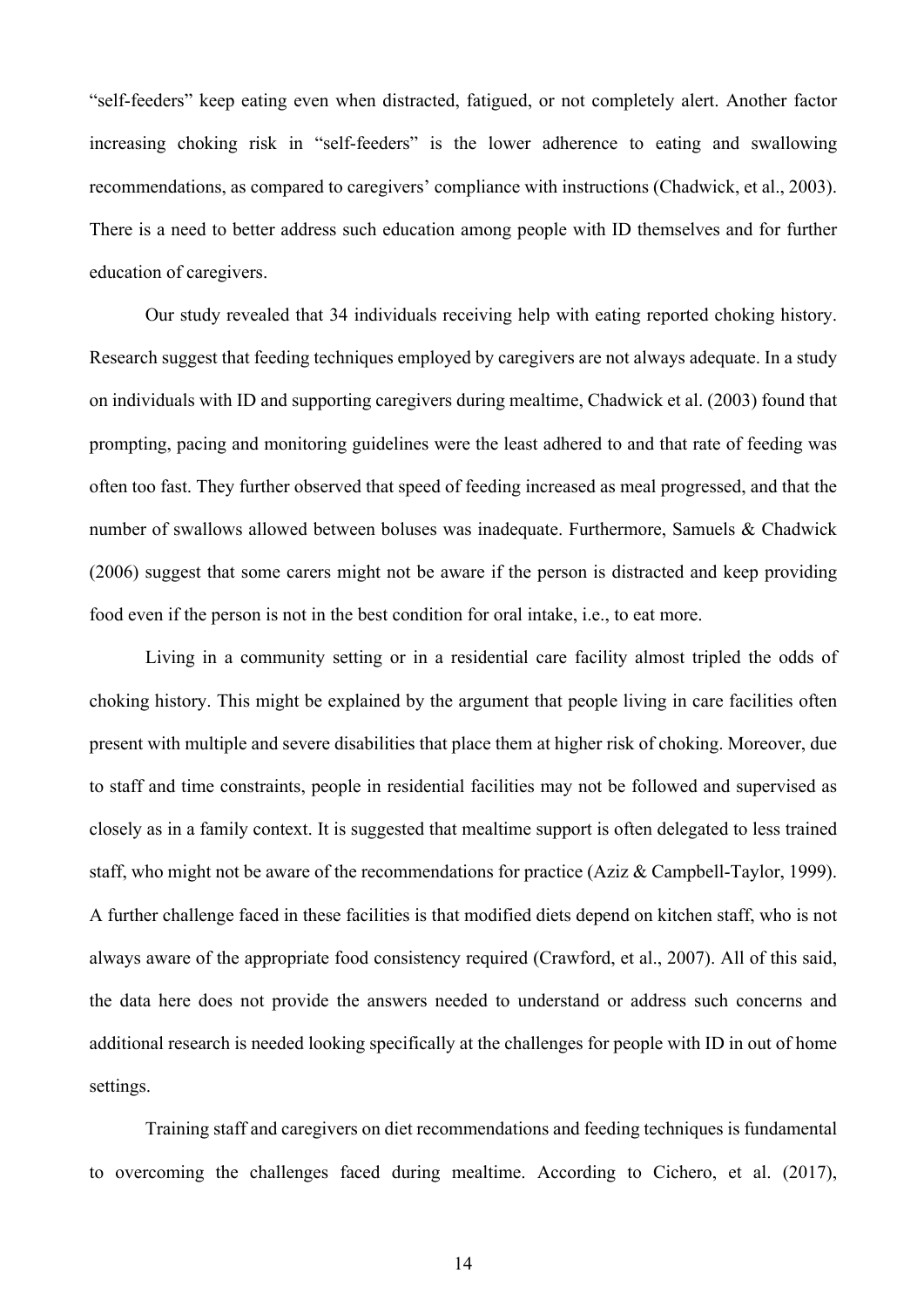"self-feeders" keep eating even when distracted, fatigued, or not completely alert. Another factor increasing choking risk in "self-feeders" is the lower adherence to eating and swallowing recommendations, as compared to caregivers' compliance with instructions (Chadwick, et al., 2003). There is a need to better address such education among people with ID themselves and for further education of caregivers.

Our study revealed that 34 individuals receiving help with eating reported choking history. Research suggest that feeding techniques employed by caregivers are not always adequate. In a study on individuals with ID and supporting caregivers during mealtime, Chadwick et al. (2003) found that prompting, pacing and monitoring guidelines were the least adhered to and that rate of feeding was often too fast. They further observed that speed of feeding increased as meal progressed, and that the number of swallows allowed between boluses was inadequate. Furthermore, Samuels & Chadwick (2006) suggest that some carers might not be aware if the person is distracted and keep providing food even if the person is not in the best condition for oral intake, i.e., to eat more.

Living in a community setting or in a residential care facility almost tripled the odds of choking history. This might be explained by the argument that people living in care facilities often present with multiple and severe disabilities that place them at higher risk of choking. Moreover, due to staff and time constraints, people in residential facilities may not be followed and supervised as closely as in a family context. It is suggested that mealtime support is often delegated to less trained staff, who might not be aware of the recommendations for practice (Aziz & Campbell-Taylor, 1999). A further challenge faced in these facilities is that modified diets depend on kitchen staff, who is not always aware of the appropriate food consistency required (Crawford, et al., 2007). All of this said, the data here does not provide the answers needed to understand or address such concerns and additional research is needed looking specifically at the challenges for people with ID in out of home settings.

Training staff and caregivers on diet recommendations and feeding techniques is fundamental to overcoming the challenges faced during mealtime. According to Cichero, et al. (2017),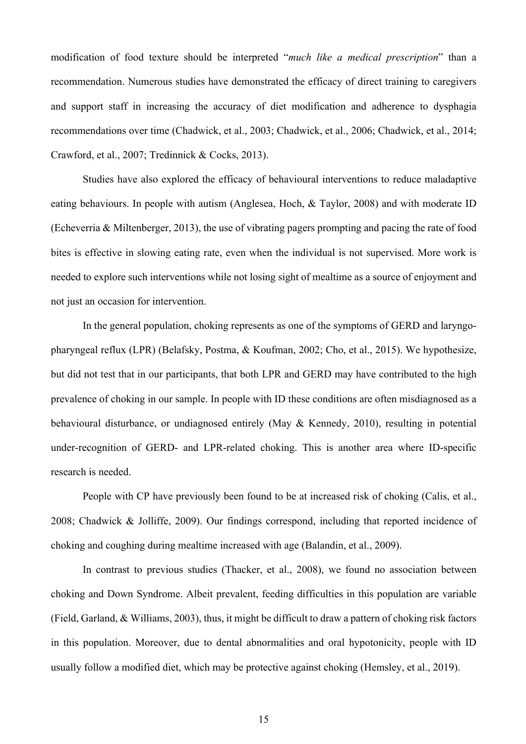modification of food texture should be interpreted "*much like a medical prescription*" than a recommendation. Numerous studies have demonstrated the efficacy of direct training to caregivers and support staff in increasing the accuracy of diet modification and adherence to dysphagia recommendations over time (Chadwick, et al., 2003; Chadwick, et al., 2006; Chadwick, et al., 2014; Crawford, et al., 2007; Tredinnick & Cocks, 2013).

Studies have also explored the efficacy of behavioural interventions to reduce maladaptive eating behaviours. In people with autism (Anglesea, Hoch, & Taylor, 2008) and with moderate ID (Echeverria & Miltenberger, 2013), the use of vibrating pagers prompting and pacing the rate of food bites is effective in slowing eating rate, even when the individual is not supervised. More work is needed to explore such interventions while not losing sight of mealtime as a source of enjoyment and not just an occasion for intervention.

In the general population, choking represents as one of the symptoms of GERD and laryngo-pharyngeal reflux (LPR) (Belafsky, Postma, & Koufman, 2002; Cho, et al., 2015). We hypothesize, but did not test that in our participants, that both LPR and GERD may have contributed to the high prevalence of choking in our sample. In people with ID these conditions are often misdiagnosed as a behavioural disturbance, or undiagnosed entirely (May & Kennedy, 2010), resulting in potential under-recognition of GERD- and LPR-related choking. This is another area where ID-specific research is needed.

People with CP have previously been found to be at increased risk of choking (Calis, et al., 2008; Chadwick & Jolliffe, 2009). Our findings correspond, including that reported incidence of choking and coughing during mealtime increased with age (Balandin, et al., 2009).

In contrast to previous studies (Thacker, et al., 2008), we found no association between choking and Down Syndrome. Albeit prevalent, feeding difficulties in this population are variable (Field, Garland, & Williams, 2003), thus, it might be difficult to draw a pattern of choking risk factors in this population. Moreover, due to dental abnormalities and oral hypotonicity, people with ID usually follow a modified diet, which may be protective against choking (Hemsley, et al., 2019).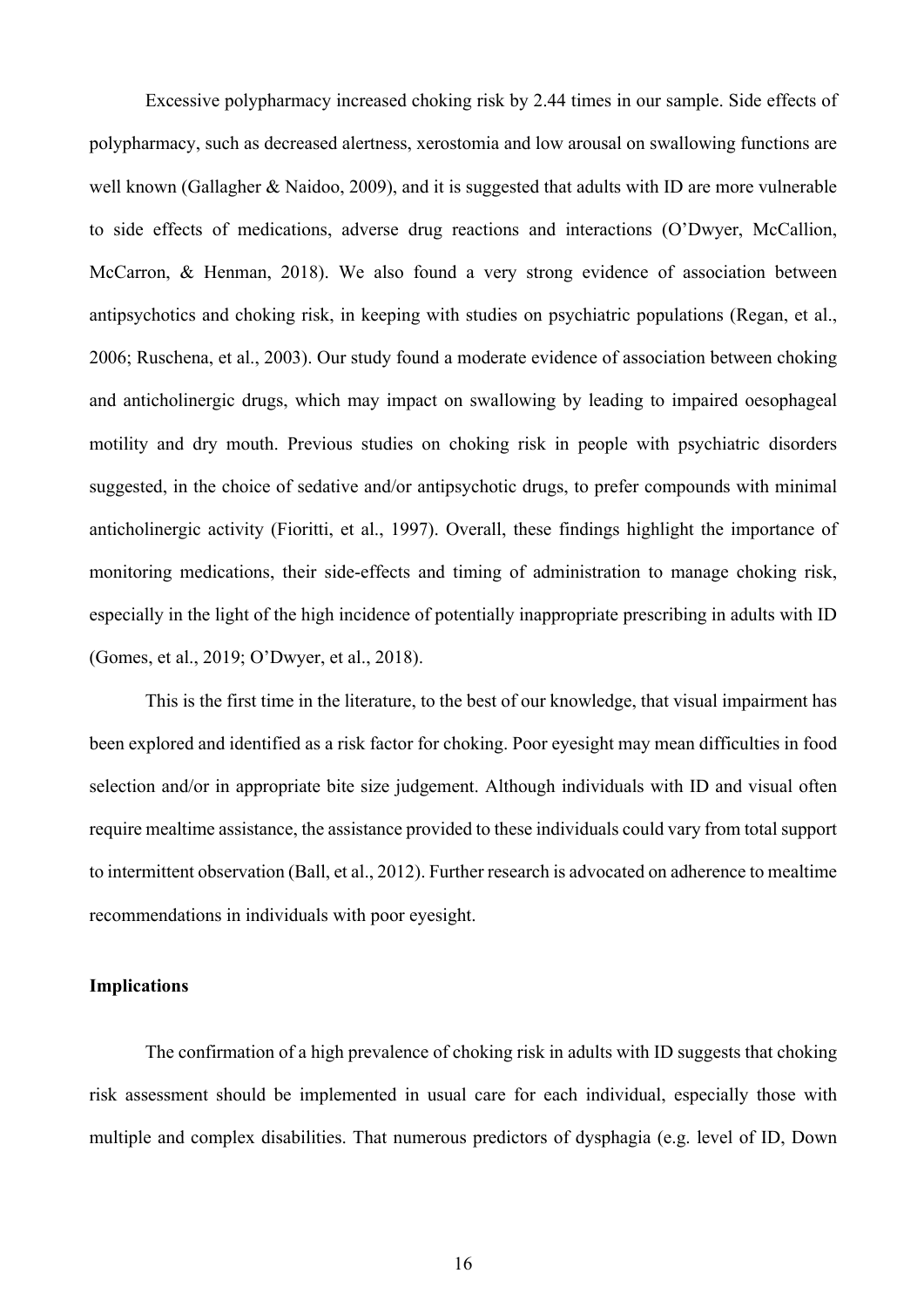Excessive polypharmacy increased choking risk by 2.44 times in our sample. Side effects of polypharmacy, such as decreased alertness, xerostomia and low arousal on swallowing functions are well known (Gallagher & Naidoo, 2009), and it is suggested that adults with ID are more vulnerable to side effects of medications, adverse drug reactions and interactions (O'Dwyer, McCallion, McCarron, & Henman, 2018). We also found a very strong evidence of association between antipsychotics and choking risk, in keeping with studies on psychiatric populations (Regan, et al., 2006; Ruschena, et al., 2003). Our study found a moderate evidence of association between choking and anticholinergic drugs, which may impact on swallowing by leading to impaired oesophageal motility and dry mouth. Previous studies on choking risk in people with psychiatric disorders suggested, in the choice of sedative and/or antipsychotic drugs, to prefer compounds with minimal anticholinergic activity (Fioritti, et al., 1997). Overall, these findings highlight the importance of monitoring medications, their side-effects and timing of administration to manage choking risk, especially in the light of the high incidence of potentially inappropriate prescribing in adults with ID (Gomes, et al., 2019; O'Dwyer, et al., 2018).

This is the first time in the literature, to the best of our knowledge, that visual impairment has been explored and identified as a risk factor for choking. Poor eyesight may mean difficulties in food selection and/or in appropriate bite size judgement. Although individuals with ID and visual often require mealtime assistance, the assistance provided to these individuals could vary from total support to intermittent observation (Ball, et al., 2012). Further research is advocated on adherence to mealtime recommendations in individuals with poor eyesight.

**Implications**

The confirmation of a high prevalence of choking risk in adults with ID suggests that choking risk assessment should be implemented in usual care for each individual, especially those with multiple and complex disabilities. That numerous predictors of dysphagia (e.g. level of ID, Down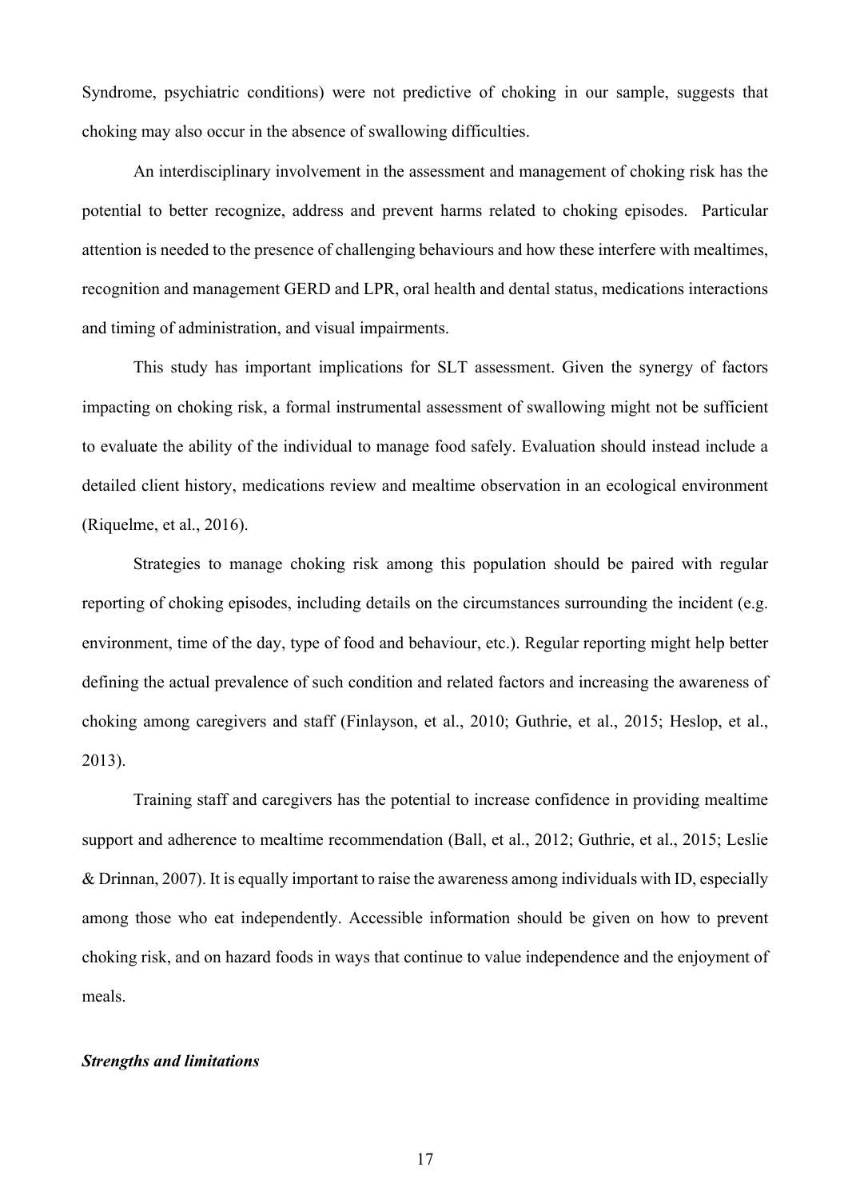Syndrome, psychiatric conditions) were not predictive of choking in our sample, suggests that choking may also occur in the absence of swallowing difficulties.

An interdisciplinary involvement in the assessment and management of choking risk has the potential to better recognize, address and prevent harms related to choking episodes. Particular attention is needed to the presence of challenging behaviours and how these interfere with mealtimes, recognition and management GERD and LPR, oral health and dental status, medications interactions and timing of administration, and visual impairments.

This study has important implications for SLT assessment. Given the synergy of factors impacting on choking risk, a formal instrumental assessment of swallowing might not be sufficient to evaluate the ability of the individual to manage food safely. Evaluation should instead include a detailed client history, medications review and mealtime observation in an ecological environment (Riquelme, et al., 2016).

Strategies to manage choking risk among this population should be paired with regular reporting of choking episodes, including details on the circumstances surrounding the incident (e.g. environment, time of the day, type of food and behaviour, etc.). Regular reporting might help better defining the actual prevalence of such condition and related factors and increasing the awareness of choking among caregivers and staff (Finlayson, et al., 2010; Guthrie, et al., 2015; Heslop, et al., 2013).

Training staff and caregivers has the potential to increase confidence in providing mealtime support and adherence to mealtime recommendation (Ball, et al., 2012; Guthrie, et al., 2015; Leslie & Drinnan, 2007). It is equally important to raise the awareness among individuals with ID, especially among those who eat independently. Accessible information should be given on how to prevent choking risk, and on hazard foods in ways that continue to value independence and the enjoyment of meals.

***Strengths and limitations***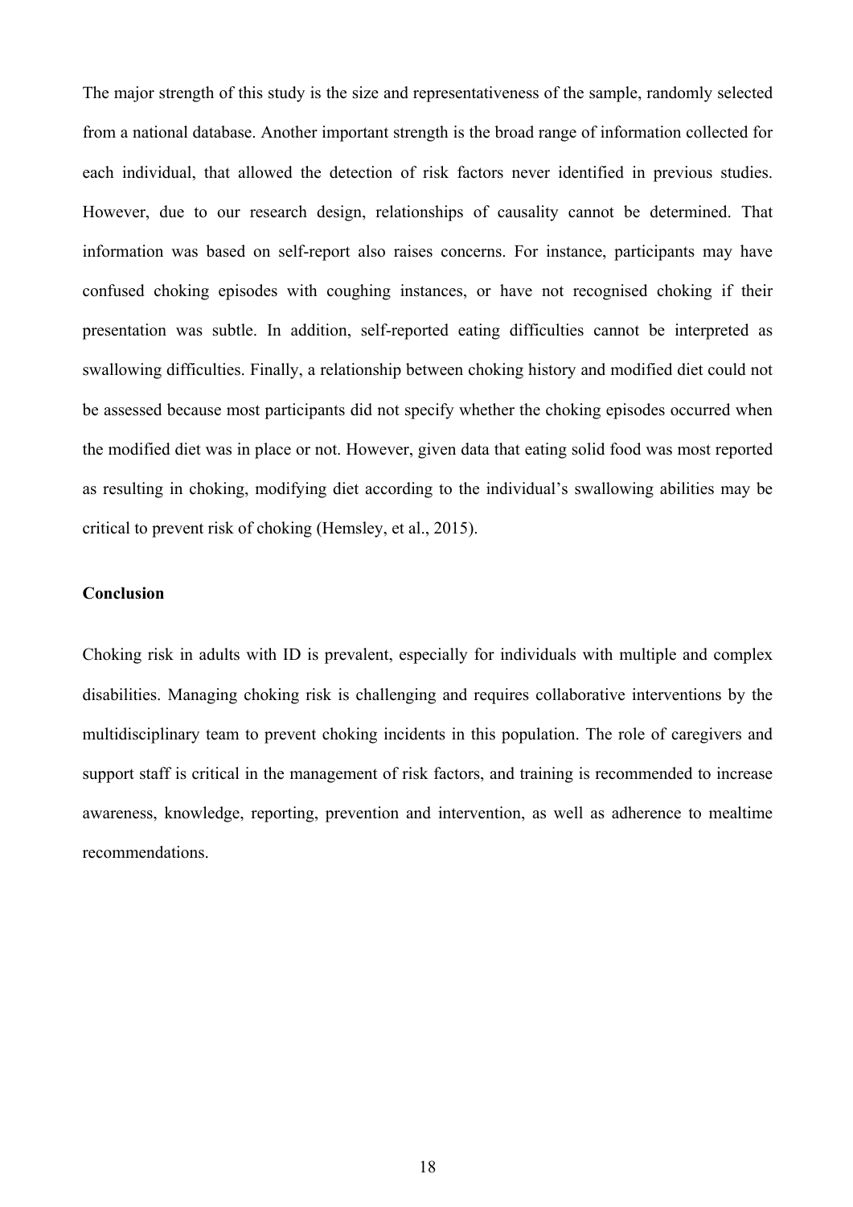The major strength of this study is the size and representativeness of the sample, randomly selected from a national database. Another important strength is the broad range of information collected for each individual, that allowed the detection of risk factors never identified in previous studies. However, due to our research design, relationships of causality cannot be determined. That information was based on self-report also raises concerns. For instance, participants may have confused choking episodes with coughing instances, or have not recognised choking if their presentation was subtle. In addition, self-reported eating difficulties cannot be interpreted as swallowing difficulties. Finally, a relationship between choking history and modified diet could not be assessed because most participants did not specify whether the choking episodes occurred when the modified diet was in place or not. However, given data that eating solid food was most reported as resulting in choking, modifying diet according to the individual's swallowing abilities may be critical to prevent risk of choking (Hemsley, et al., 2015).

**Conclusion**

Choking risk in adults with ID is prevalent, especially for individuals with multiple and complex disabilities. Managing choking risk is challenging and requires collaborative interventions by the multidisciplinary team to prevent choking incidents in this population. The role of caregivers and support staff is critical in the management of risk factors, and training is recommended to increase awareness, knowledge, reporting, prevention and intervention, as well as adherence to mealtime recommendations.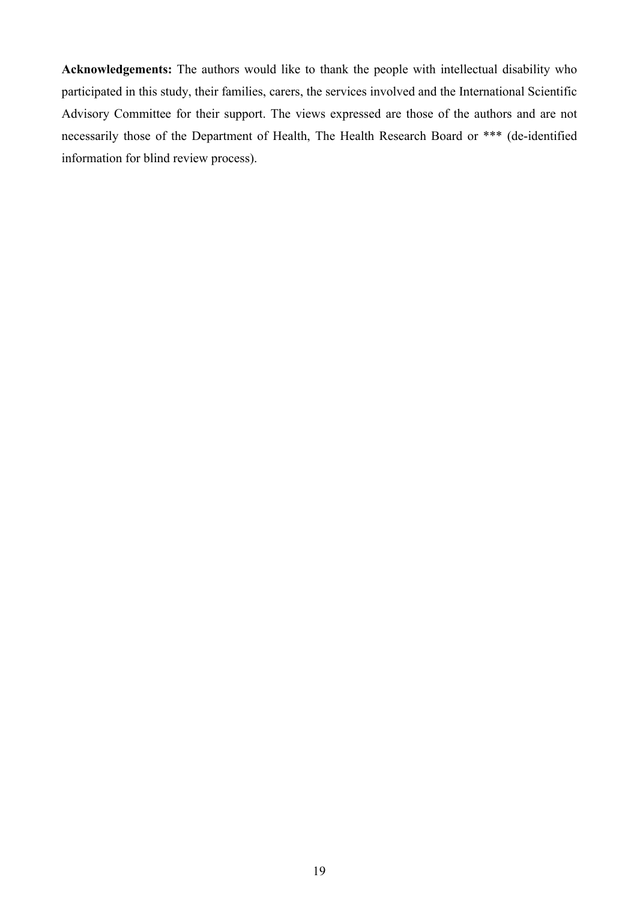**Acknowledgements:** The authors would like to thank the people with intellectual disability who participated in this study, their families, carers, the services involved and the International Scientific Advisory Committee for their support. The views expressed are those of the authors and are not necessarily those of the Department of Health, The Health Research Board or *** (de-identified information for blind review process).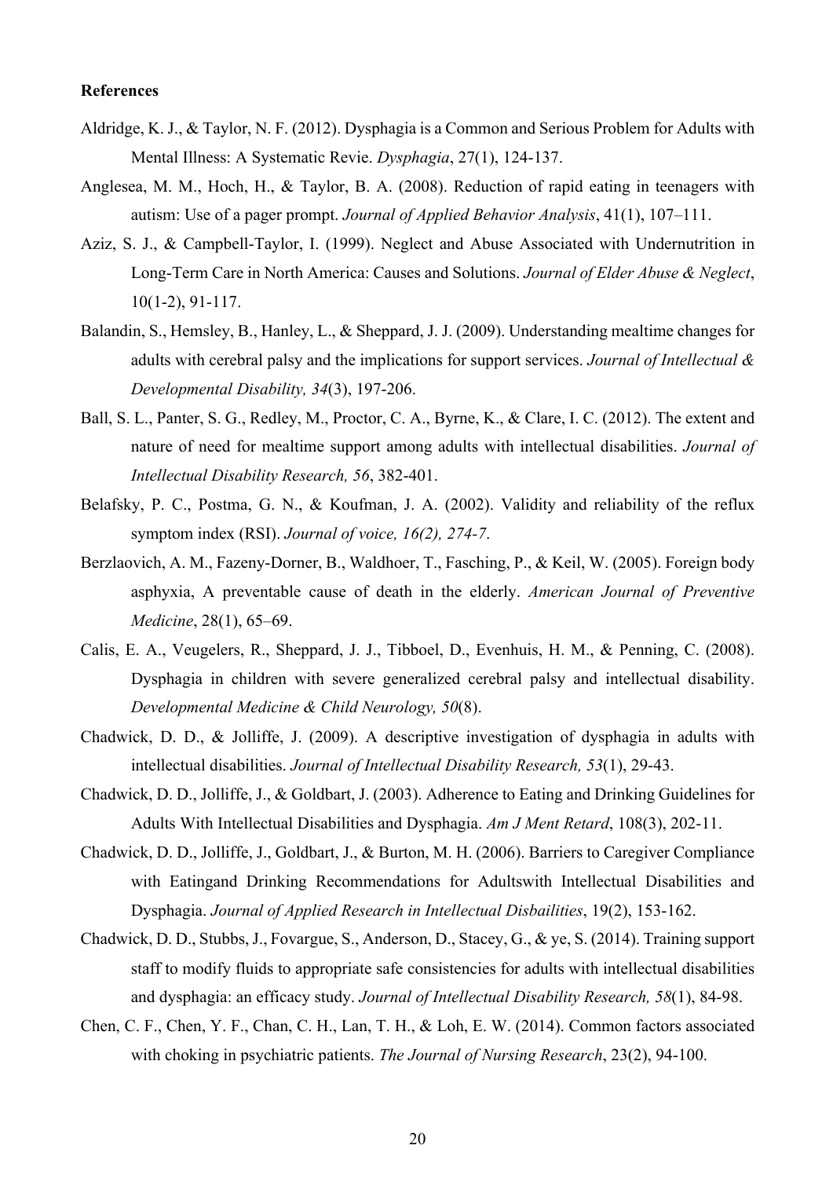**References**

Aldridge, K. J., & Taylor, N. F. (2012). Dysphagia is a Common and Serious Problem for Adults with Mental Illness: A Systematic Revie. *Dysphagia*, 27(1), 124-137.

Anglesea, M. M., Hoch, H., & Taylor, B. A. (2008). Reduction of rapid eating in teenagers with autism: Use of a pager prompt. *Journal of Applied Behavior Analysis*, 41(1), 107–111.

Aziz, S. J., & Campbell-Taylor, I. (1999). Neglect and Abuse Associated with Undernutrition in Long-Term Care in North America: Causes and Solutions. *Journal of Elder Abuse & Neglect*, 10(1-2), 91-117.

Balandin, S., Hemsley, B., Hanley, L., & Sheppard, J. J. (2009). Understanding mealtime changes for adults with cerebral palsy and the implications for support services. *Journal of Intellectual & Developmental Disability, 34*(3), 197-206.

Ball, S. L., Panter, S. G., Redley, M., Proctor, C. A., Byrne, K., & Clare, I. C. (2012). The extent and nature of need for mealtime support among adults with intellectual disabilities. *Journal of Intellectual Disability Research, 56*, 382-401.

Belafsky, P. C., Postma, G. N., & Koufman, J. A. (2002). Validity and reliability of the reflux symptom index (RSI). *Journal of voice, 16(2), 274-7*.

Berzlaovich, A. M., Fazeny-Dorner, B., Waldhoer, T., Fasching, P., & Keil, W. (2005). Foreign body asphyxia, A preventable cause of death in the elderly. *American Journal of Preventive Medicine*, 28(1), 65–69.

Calis, E. A., Veugelers, R., Sheppard, J. J., Tibboel, D., Evenhuis, H. M., & Penning, C. (2008). Dysphagia in children with severe generalized cerebral palsy and intellectual disability. *Developmental Medicine & Child Neurology, 50*(8).

Chadwick, D. D., & Jolliffe, J. (2009). A descriptive investigation of dysphagia in adults with intellectual disabilities. *Journal of Intellectual Disability Research, 53*(1), 29-43.

Chadwick, D. D., Jolliffe, J., & Goldbart, J. (2003). Adherence to Eating and Drinking Guidelines for Adults With Intellectual Disabilities and Dysphagia. *Am J Ment Retard*, 108(3), 202-11.

Chadwick, D. D., Jolliffe, J., Goldbart, J., & Burton, M. H. (2006). Barriers to Caregiver Compliance with Eatingand Drinking Recommendations for Adultswith Intellectual Disabilities and Dysphagia. *Journal of Applied Research in Intellectual Disbailities*, 19(2), 153-162.

Chadwick, D. D., Stubbs, J., Fovargue, S., Anderson, D., Stacey, G., & ye, S. (2014). Training support staff to modify fluids to appropriate safe consistencies for adults with intellectual disabilities and dysphagia: an efficacy study. *Journal of Intellectual Disability Research, 58*(1), 84-98.

Chen, C. F., Chen, Y. F., Chan, C. H., Lan, T. H., & Loh, E. W. (2014). Common factors associated with choking in psychiatric patients. *The Journal of Nursing Research*, 23(2), 94-100.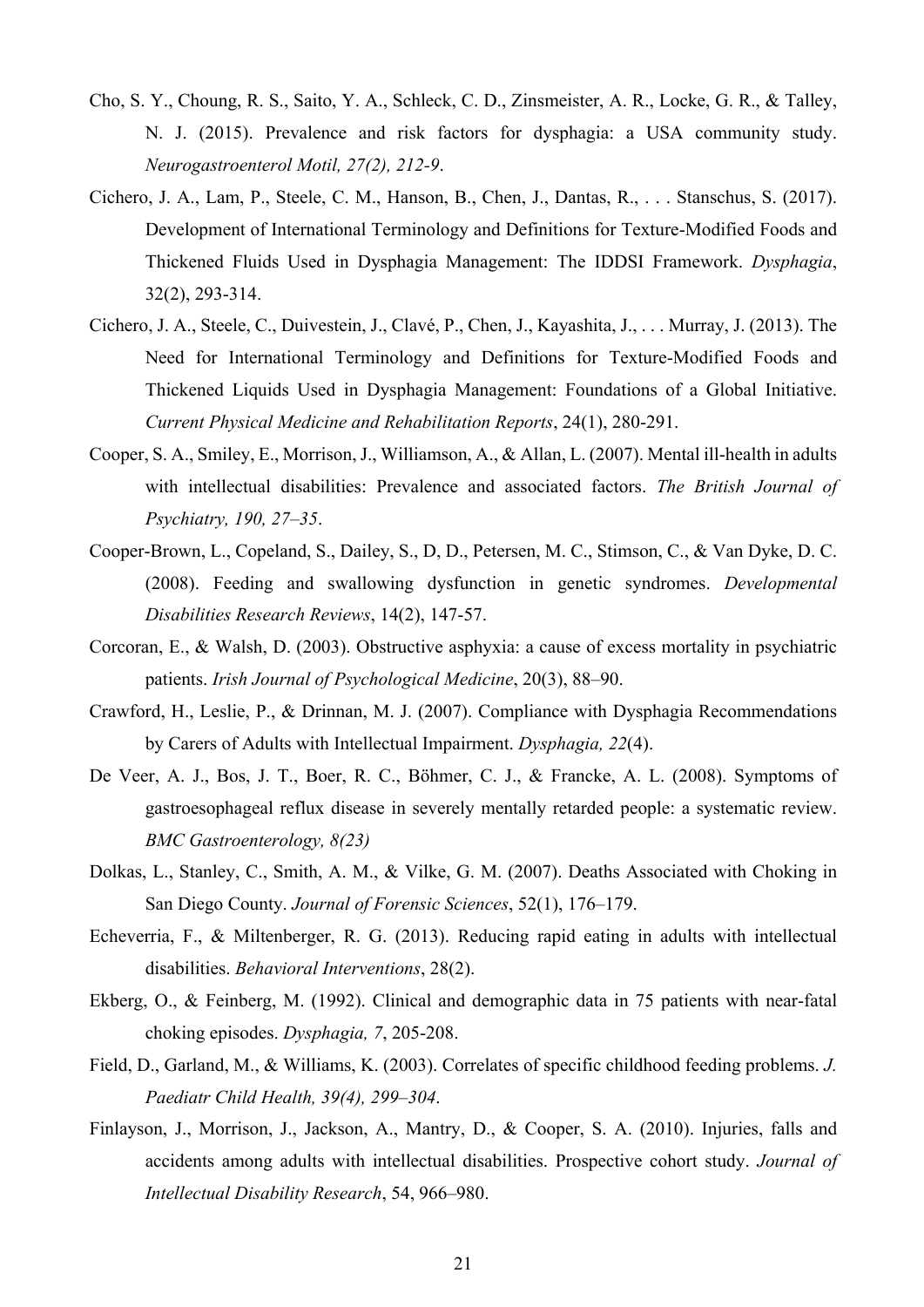Cho, S. Y., Choung, R. S., Saito, Y. A., Schleck, C. D., Zinsmeister, A. R., Locke, G. R., & Talley, N. J. (2015). Prevalence and risk factors for dysphagia: a USA community study. *Neurogastroenterol Motil, 27(2), 212-9*.

Cichero, J. A., Lam, P., Steele, C. M., Hanson, B., Chen, J., Dantas, R., . . . Stanschus, S. (2017). Development of International Terminology and Definitions for Texture-Modified Foods and Thickened Fluids Used in Dysphagia Management: The IDDSI Framework. *Dysphagia*, 32(2), 293-314.

Cichero, J. A., Steele, C., Duivestein, J., Clavé, P., Chen, J., Kayashita, J., . . . Murray, J. (2013). The Need for International Terminology and Definitions for Texture-Modified Foods and Thickened Liquids Used in Dysphagia Management: Foundations of a Global Initiative. *Current Physical Medicine and Rehabilitation Reports*, 24(1), 280-291.

Cooper, S. A., Smiley, E., Morrison, J., Williamson, A., & Allan, L. (2007). Mental ill-health in adults with intellectual disabilities: Prevalence and associated factors. *The British Journal of Psychiatry, 190, 27–35*.

Cooper-Brown, L., Copeland, S., Dailey, S., D, D., Petersen, M. C., Stimson, C., & Van Dyke, D. C. (2008). Feeding and swallowing dysfunction in genetic syndromes. *Developmental Disabilities Research Reviews*, 14(2), 147-57.

Corcoran, E., & Walsh, D. (2003). Obstructive asphyxia: a cause of excess mortality in psychiatric patients. *Irish Journal of Psychological Medicine*, 20(3), 88–90.

Crawford, H., Leslie, P., & Drinnan, M. J. (2007). Compliance with Dysphagia Recommendations by Carers of Adults with Intellectual Impairment. *Dysphagia, 22*(4).

De Veer, A. J., Bos, J. T., Boer, R. C., Böhmer, C. J., & Francke, A. L. (2008). Symptoms of gastroesophageal reflux disease in severely mentally retarded people: a systematic review. *BMC Gastroenterology, 8(23)*

Dolkas, L., Stanley, C., Smith, A. M., & Vilke, G. M. (2007). Deaths Associated with Choking in San Diego County. *Journal of Forensic Sciences*, 52(1), 176–179.

Echeverria, F., & Miltenberger, R. G. (2013). Reducing rapid eating in adults with intellectual disabilities. *Behavioral Interventions*, 28(2).

Ekberg, O., & Feinberg, M. (1992). Clinical and demographic data in 75 patients with near-fatal choking episodes. *Dysphagia, 7*, 205-208.

Field, D., Garland, M., & Williams, K. (2003). Correlates of specific childhood feeding problems. *J. Paediatr Child Health, 39(4), 299–304*.

Finlayson, J., Morrison, J., Jackson, A., Mantry, D., & Cooper, S. A. (2010). Injuries, falls and accidents among adults with intellectual disabilities. Prospective cohort study. *Journal of Intellectual Disability Research*, 54, 966–980.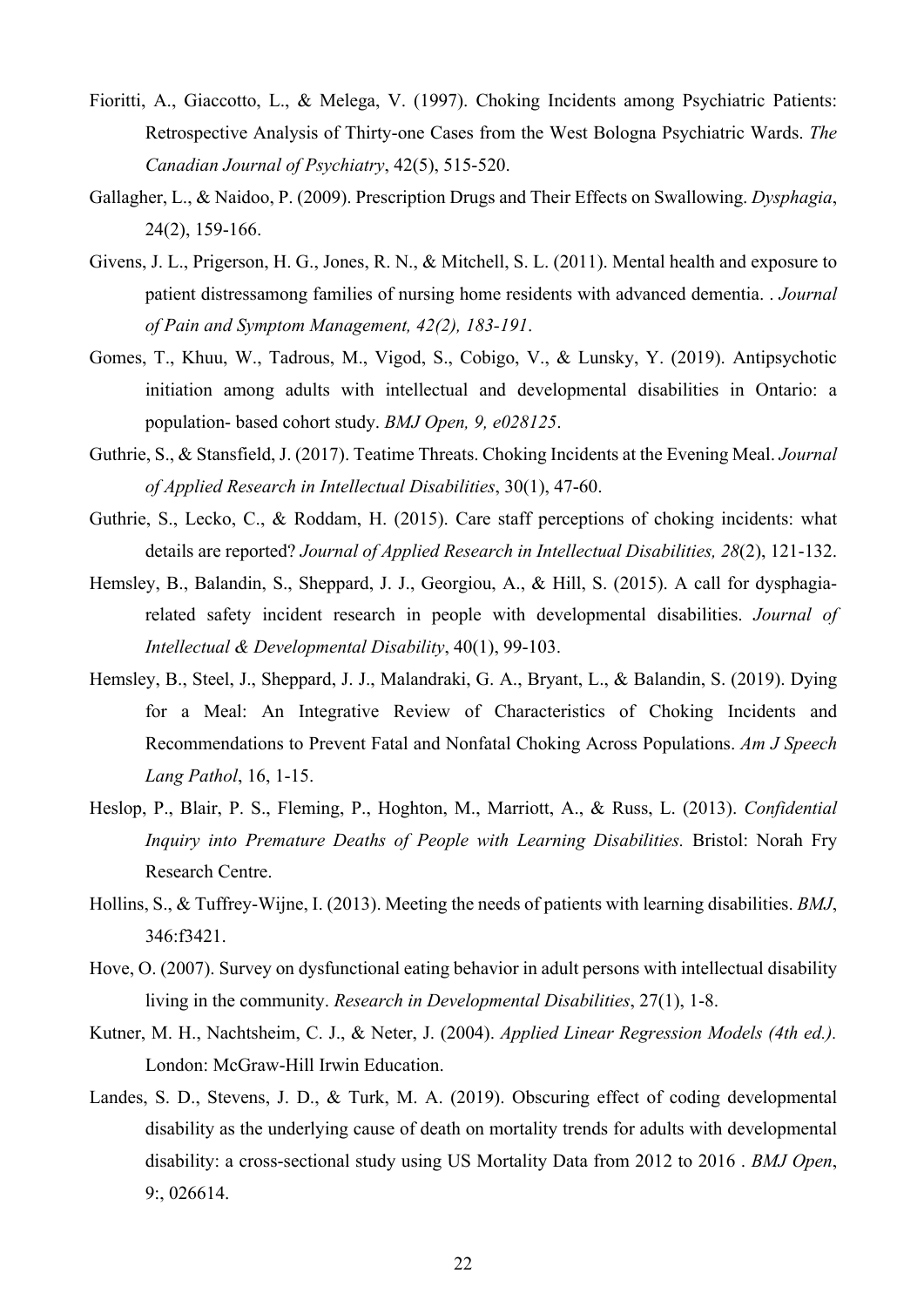Fioritti, A., Giaccotto, L., & Melega, V. (1997). Choking Incidents among Psychiatric Patients: Retrospective Analysis of Thirty-one Cases from the West Bologna Psychiatric Wards. *The Canadian Journal of Psychiatry*, 42(5), 515-520.

Gallagher, L., & Naidoo, P. (2009). Prescription Drugs and Their Effects on Swallowing. *Dysphagia*, 24(2), 159-166.

Givens, J. L., Prigerson, H. G., Jones, R. N., & Mitchell, S. L. (2011). Mental health and exposure to patient distressamong families of nursing home residents with advanced dementia. . *Journal of Pain and Symptom Management, 42(2), 183-191*.

Gomes, T., Khuu, W., Tadrous, M., Vigod, S., Cobigo, V., & Lunsky, Y. (2019). Antipsychotic initiation among adults with intellectual and developmental disabilities in Ontario: a population- based cohort study. *BMJ Open, 9, e028125*.

Guthrie, S., & Stansfield, J. (2017). Teatime Threats. Choking Incidents at the Evening Meal. *Journal of Applied Research in Intellectual Disabilities*, 30(1), 47-60.

Guthrie, S., Lecko, C., & Roddam, H. (2015). Care staff perceptions of choking incidents: what details are reported? *Journal of Applied Research in Intellectual Disabilities, 28*(2), 121-132.

Hemsley, B., Balandin, S., Sheppard, J. J., Georgiou, A., & Hill, S. (2015). A call for dysphagia-related safety incident research in people with developmental disabilities. *Journal of Intellectual & Developmental Disability*, 40(1), 99-103.

Hemsley, B., Steel, J., Sheppard, J. J., Malandraki, G. A., Bryant, L., & Balandin, S. (2019). Dying for a Meal: An Integrative Review of Characteristics of Choking Incidents and Recommendations to Prevent Fatal and Nonfatal Choking Across Populations. *Am J Speech Lang Pathol*, 16, 1-15.

Heslop, P., Blair, P. S., Fleming, P., Hoghton, M., Marriott, A., & Russ, L. (2013). *Confidential Inquiry into Premature Deaths of People with Learning Disabilities.* Bristol: Norah Fry Research Centre.

Hollins, S., & Tuffrey-Wijne, I. (2013). Meeting the needs of patients with learning disabilities. *BMJ*, 346:f3421.

Hove, O. (2007). Survey on dysfunctional eating behavior in adult persons with intellectual disability living in the community. *Research in Developmental Disabilities*, 27(1), 1-8.

Kutner, M. H., Nachtsheim, C. J., & Neter, J. (2004). *Applied Linear Regression Models (4th ed.).* London: McGraw-Hill Irwin Education.

Landes, S. D., Stevens, J. D., & Turk, M. A. (2019). Obscuring effect of coding developmental disability as the underlying cause of death on mortality trends for adults with developmental disability: a cross-sectional study using US Mortality Data from 2012 to 2016 . *BMJ Open*, 9:, 026614.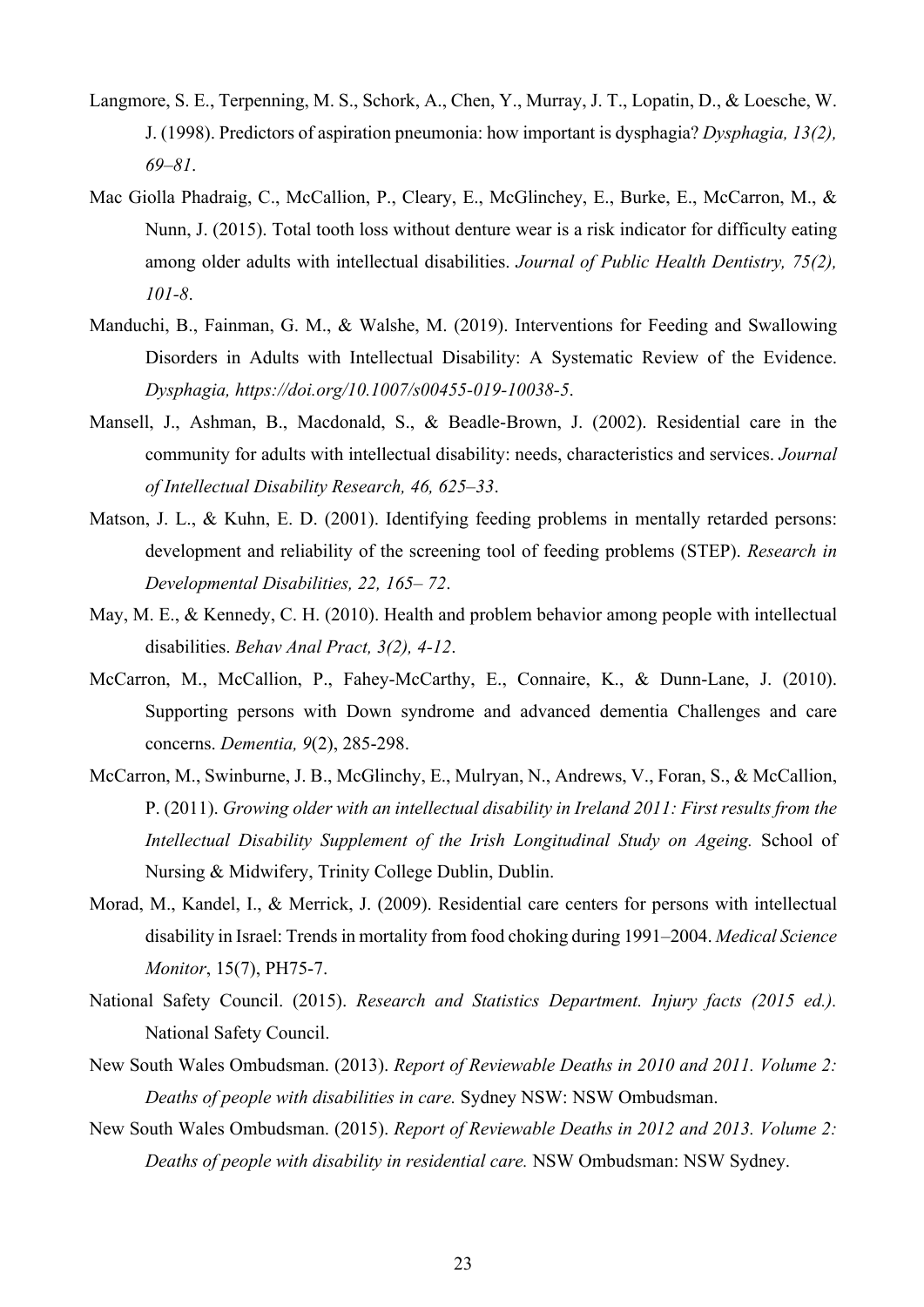Langmore, S. E., Terpenning, M. S., Schork, A., Chen, Y., Murray, J. T., Lopatin, D., & Loesche, W. J. (1998). Predictors of aspiration pneumonia: how important is dysphagia? *Dysphagia, 13(2), 69–81*.

Mac Giolla Phadraig, C., McCallion, P., Cleary, E., McGlinchey, E., Burke, E., McCarron, M., & Nunn, J. (2015). Total tooth loss without denture wear is a risk indicator for difficulty eating among older adults with intellectual disabilities. *Journal of Public Health Dentistry, 75(2), 101-8*.

Manduchi, B., Fainman, G. M., & Walshe, M. (2019). Interventions for Feeding and Swallowing Disorders in Adults with Intellectual Disability: A Systematic Review of the Evidence. *Dysphagia, https://doi.org/10.1007/s00455-019-10038-5*.

Mansell, J., Ashman, B., Macdonald, S., & Beadle-Brown, J. (2002). Residential care in the community for adults with intellectual disability: needs, characteristics and services. *Journal of Intellectual Disability Research, 46, 625–33*.

Matson, J. L., & Kuhn, E. D. (2001). Identifying feeding problems in mentally retarded persons: development and reliability of the screening tool of feeding problems (STEP). *Research in Developmental Disabilities, 22, 165– 72*.

May, M. E., & Kennedy, C. H. (2010). Health and problem behavior among people with intellectual disabilities. *Behav Anal Pract, 3(2), 4-12*.

McCarron, M., McCallion, P., Fahey-McCarthy, E., Connaire, K., & Dunn-Lane, J. (2010). Supporting persons with Down syndrome and advanced dementia Challenges and care concerns. *Dementia, 9*(2), 285-298.

McCarron, M., Swinburne, J. B., McGlinchy, E., Mulryan, N., Andrews, V., Foran, S., & McCallion, P. (2011). *Growing older with an intellectual disability in Ireland 2011: First results from the Intellectual Disability Supplement of the Irish Longitudinal Study on Ageing.* School of Nursing & Midwifery, Trinity College Dublin, Dublin.

Morad, M., Kandel, I., & Merrick, J. (2009). Residential care centers for persons with intellectual disability in Israel: Trends in mortality from food choking during 1991–2004. *Medical Science Monitor*, 15(7), PH75-7.

National Safety Council. (2015). *Research and Statistics Department. Injury facts (2015 ed.).* National Safety Council.

New South Wales Ombudsman. (2013). *Report of Reviewable Deaths in 2010 and 2011. Volume 2: Deaths of people with disabilities in care.* Sydney NSW: NSW Ombudsman.

New South Wales Ombudsman. (2015). *Report of Reviewable Deaths in 2012 and 2013. Volume 2: Deaths of people with disability in residential care.* NSW Ombudsman: NSW Sydney.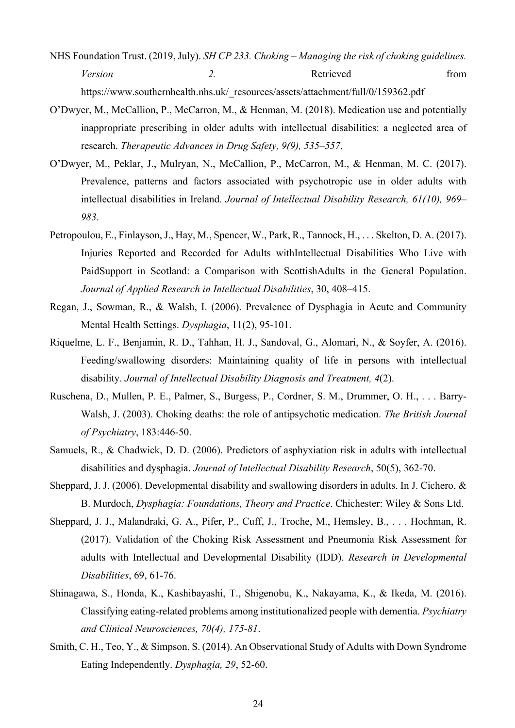NHS Foundation Trust. (2019, July). *SH CP 233. Choking – Managing the risk of choking guidelines. Version 2.* Retrieved from https://www.southernhealth.nhs.uk/_resources/assets/attachment/full/0/159362.pdf

O'Dwyer, M., McCallion, P., McCarron, M., & Henman, M. (2018). Medication use and potentially inappropriate prescribing in older adults with intellectual disabilities: a neglected area of research. *Therapeutic Advances in Drug Safety, 9(9), 535–557*.

O'Dwyer, M., Peklar, J., Mulryan, N., McCallion, P., McCarron, M., & Henman, M. C. (2017). Prevalence, patterns and factors associated with psychotropic use in older adults with intellectual disabilities in Ireland. *Journal of Intellectual Disability Research, 61(10), 969–983*.

Petropoulou, E., Finlayson, J., Hay, M., Spencer, W., Park, R., Tannock, H., . . . Skelton, D. A. (2017). Injuries Reported and Recorded for Adults withIntellectual Disabilities Who Live with PaidSupport in Scotland: a Comparison with ScottishAdults in the General Population. *Journal of Applied Research in Intellectual Disabilities*, 30, 408–415.

Regan, J., Sowman, R., & Walsh, I. (2006). Prevalence of Dysphagia in Acute and Community Mental Health Settings. *Dysphagia*, 11(2), 95-101.

Riquelme, L. F., Benjamin, R. D., Tahhan, H. J., Sandoval, G., Alomari, N., & Soyfer, A. (2016). Feeding/swallowing disorders: Maintaining quality of life in persons with intellectual disability. *Journal of Intellectual Disability Diagnosis and Treatment, 4*(2).

Ruschena, D., Mullen, P. E., Palmer, S., Burgess, P., Cordner, S. M., Drummer, O. H., . . . Barry-Walsh, J. (2003). Choking deaths: the role of antipsychotic medication. *The British Journal of Psychiatry*, 183:446-50.

Samuels, R., & Chadwick, D. D. (2006). Predictors of asphyxiation risk in adults with intellectual disabilities and dysphagia. *Journal of Intellectual Disability Research*, 50(5), 362-70.

Sheppard, J. J. (2006). Developmental disability and swallowing disorders in adults. In J. Cichero, & B. Murdoch, *Dysphagia: Foundations, Theory and Practice*. Chichester: Wiley & Sons Ltd.

Sheppard, J. J., Malandraki, G. A., Pifer, P., Cuff, J., Troche, M., Hemsley, B., . . . Hochman, R. (2017). Validation of the Choking Risk Assessment and Pneumonia Risk Assessment for adults with Intellectual and Developmental Disability (IDD). *Research in Developmental Disabilities*, 69, 61-76.

Shinagawa, S., Honda, K., Kashibayashi, T., Shigenobu, K., Nakayama, K., & Ikeda, M. (2016). Classifying eating-related problems among institutionalized people with dementia. *Psychiatry and Clinical Neurosciences, 70(4), 175-81*.

Smith, C. H., Teo, Y., & Simpson, S. (2014). An Observational Study of Adults with Down Syndrome Eating Independently. *Dysphagia, 29*, 52-60.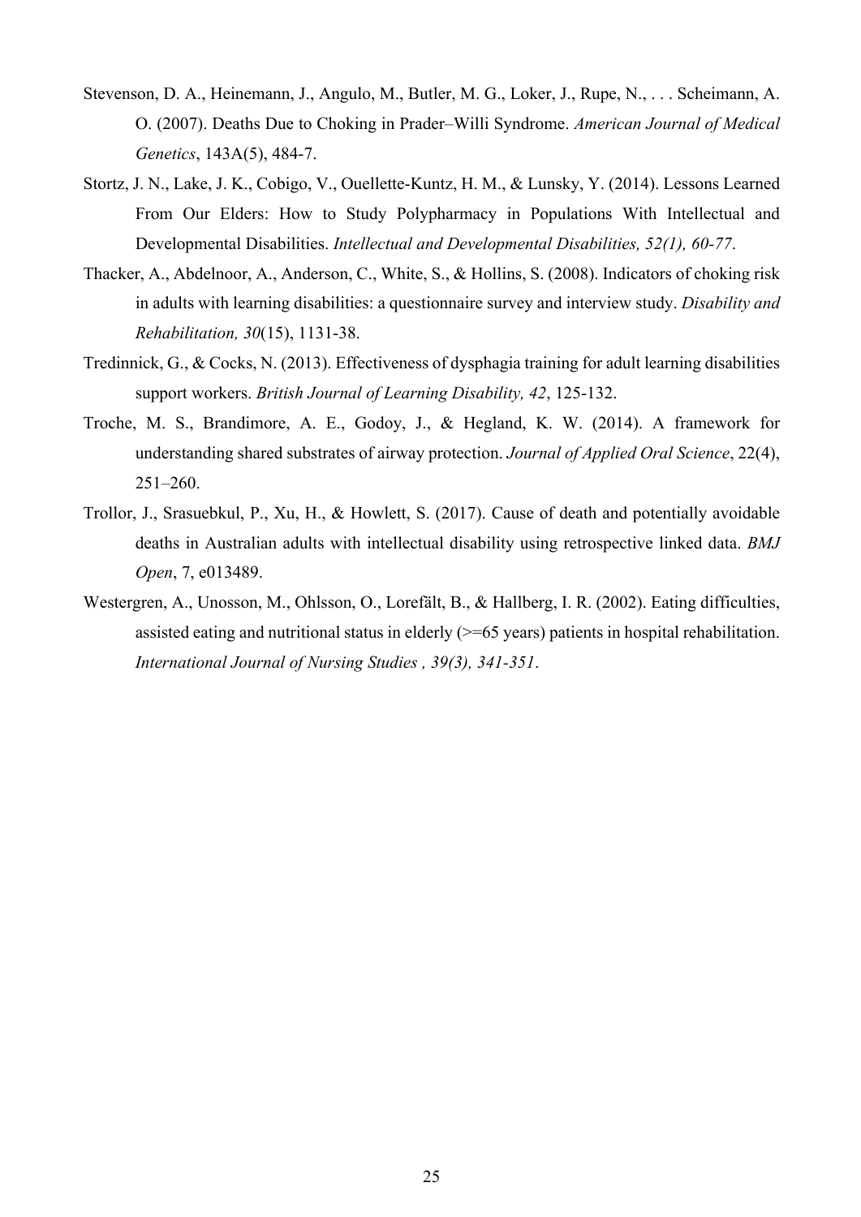Stevenson, D. A., Heinemann, J., Angulo, M., Butler, M. G., Loker, J., Rupe, N., . . . Scheimann, A. O. (2007). Deaths Due to Choking in Prader–Willi Syndrome. *American Journal of Medical Genetics*, 143A(5), 484-7.

Stortz, J. N., Lake, J. K., Cobigo, V., Ouellette-Kuntz, H. M., & Lunsky, Y. (2014). Lessons Learned From Our Elders: How to Study Polypharmacy in Populations With Intellectual and Developmental Disabilities. *Intellectual and Developmental Disabilities, 52(1), 60-77*.

Thacker, A., Abdelnoor, A., Anderson, C., White, S., & Hollins, S. (2008). Indicators of choking risk in adults with learning disabilities: a questionnaire survey and interview study. *Disability and Rehabilitation, 30*(15), 1131-38.

Tredinnick, G., & Cocks, N. (2013). Effectiveness of dysphagia training for adult learning disabilities support workers. *British Journal of Learning Disability, 42*, 125-132.

Troche, M. S., Brandimore, A. E., Godoy, J., & Hegland, K. W. (2014). A framework for understanding shared substrates of airway protection. *Journal of Applied Oral Science*, 22(4), 251–260.

Trollor, J., Srasuebkul, P., Xu, H., & Howlett, S. (2017). Cause of death and potentially avoidable deaths in Australian adults with intellectual disability using retrospective linked data. *BMJ Open*, 7, e013489.

Westergren, A., Unosson, M., Ohlsson, O., Lorefält, B., & Hallberg, I. R. (2002). Eating difficulties, assisted eating and nutritional status in elderly (>=65 years) patients in hospital rehabilitation. *International Journal of Nursing Studies , 39(3), 341-351*.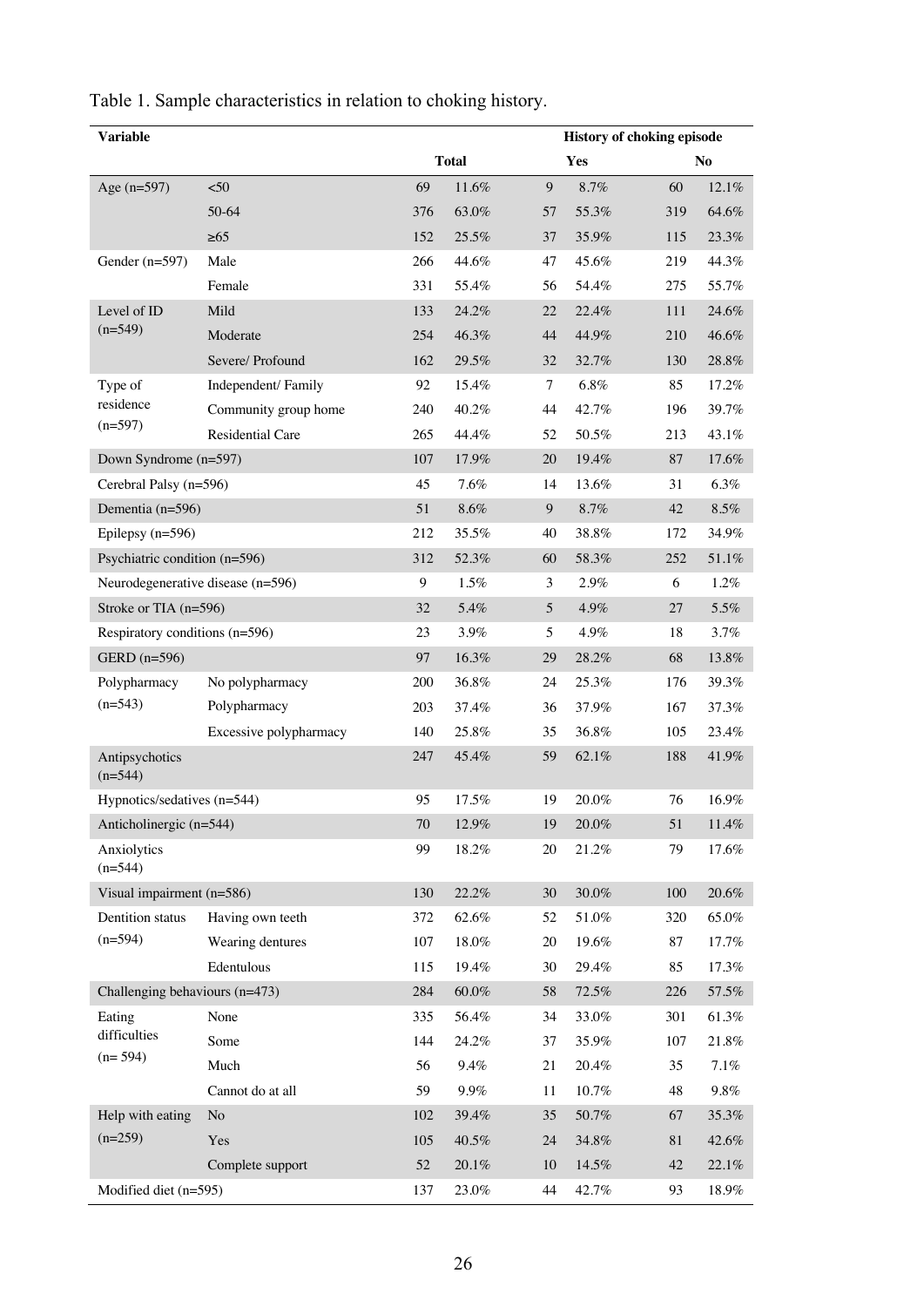Table 1. Sample characteristics in relation to choking history.

| Variable | | Total | | History of choking episode Yes | | No | |
|---|---|---|---|---|---|---|---|
| Age (n=597) | <50 | 69 | 11.6% | 9 | 8.7% | 60 | 12.1% |
| | 50-64 | 376 | 63.0% | 57 | 55.3% | 319 | 64.6% |
| | ≥65 | 152 | 25.5% | 37 | 35.9% | 115 | 23.3% |
| Gender (n=597) | Male | 266 | 44.6% | 47 | 45.6% | 219 | 44.3% |
| | Female | 331 | 55.4% | 56 | 54.4% | 275 | 55.7% |
| Level of ID (n=549) | Mild | 133 | 24.2% | 22 | 22.4% | 111 | 24.6% |
| | Moderate | 254 | 46.3% | 44 | 44.9% | 210 | 46.6% |
| | Severe/ Profound | 162 | 29.5% | 32 | 32.7% | 130 | 28.8% |
| Type of residence (n=597) | Independent/ Family | 92 | 15.4% | 7 | 6.8% | 85 | 17.2% |
| | Community group home | 240 | 40.2% | 44 | 42.7% | 196 | 39.7% |
| | Residential Care | 265 | 44.4% | 52 | 50.5% | 213 | 43.1% |
| Down Syndrome (n=597) | | 107 | 17.9% | 20 | 19.4% | 87 | 17.6% |
| Cerebral Palsy (n=596) | | 45 | 7.6% | 14 | 13.6% | 31 | 6.3% |
| Dementia (n=596) | | 51 | 8.6% | 9 | 8.7% | 42 | 8.5% |
| Epilepsy (n=596) | | 212 | 35.5% | 40 | 38.8% | 172 | 34.9% |
| Psychiatric condition (n=596) | | 312 | 52.3% | 60 | 58.3% | 252 | 51.1% |
| Neurodegenerative disease (n=596) | | 9 | 1.5% | 3 | 2.9% | 6 | 1.2% |
| Stroke or TIA (n=596) | | 32 | 5.4% | 5 | 4.9% | 27 | 5.5% |
| Respiratory conditions (n=596) | | 23 | 3.9% | 5 | 4.9% | 18 | 3.7% |
| GERD (n=596) | | 97 | 16.3% | 29 | 28.2% | 68 | 13.8% |
| Polypharmacy (n=543) | No polypharmacy | 200 | 36.8% | 24 | 25.3% | 176 | 39.3% |
| | Polypharmacy | 203 | 37.4% | 36 | 37.9% | 167 | 37.3% |
| | Excessive polypharmacy | 140 | 25.8% | 35 | 36.8% | 105 | 23.4% |
| Antipsychotics (n=544) | | 247 | 45.4% | 59 | 62.1% | 188 | 41.9% |
| Hypnotics/sedatives (n=544) | | 95 | 17.5% | 19 | 20.0% | 76 | 16.9% |
| Anticholinergic (n=544) | | 70 | 12.9% | 19 | 20.0% | 51 | 11.4% |
| Anxiolytics (n=544) | | 99 | 18.2% | 20 | 21.2% | 79 | 17.6% |
| Visual impairment (n=586) | | 130 | 22.2% | 30 | 30.0% | 100 | 20.6% |
| Dentition status (n=594) | Having own teeth | 372 | 62.6% | 52 | 51.0% | 320 | 65.0% |
| | Wearing dentures | 107 | 18.0% | 20 | 19.6% | 87 | 17.7% |
| | Edentulous | 115 | 19.4% | 30 | 29.4% | 85 | 17.3% |
| Challenging behaviours (n=473) | | 284 | 60.0% | 58 | 72.5% | 226 | 57.5% |
| Eating difficulties (n= 594) | None | 335 | 56.4% | 34 | 33.0% | 301 | 61.3% |
| | Some | 144 | 24.2% | 37 | 35.9% | 107 | 21.8% |
| | Much | 56 | 9.4% | 21 | 20.4% | 35 | 7.1% |
| | Cannot do at all | 59 | 9.9% | 11 | 10.7% | 48 | 9.8% |
| Help with eating (n=259) | No | 102 | 39.4% | 35 | 50.7% | 67 | 35.3% |
| | Yes | 105 | 40.5% | 24 | 34.8% | 81 | 42.6% |
| | Complete support | 52 | 20.1% | 10 | 14.5% | 42 | 22.1% |
| Modified diet (n=595) | | 137 | 23.0% | 44 | 42.7% | 93 | 18.9% |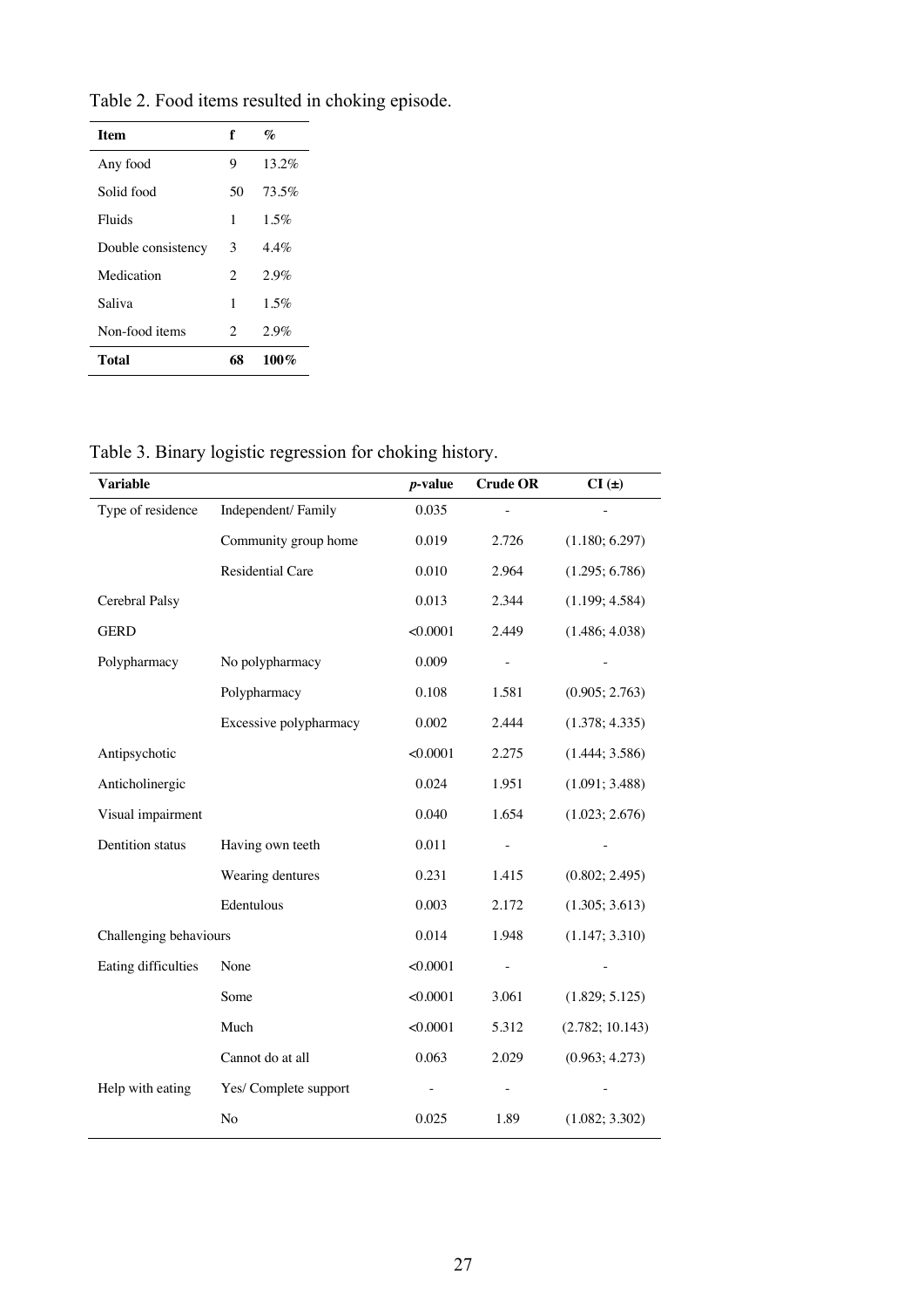Table 2. Food items resulted in choking episode.

| Item | f | % |
|---|---|---|
| Any food | 9 | 13.2% |
| Solid food | 50 | 73.5% |
| Fluids | 1 | 1.5% |
| Double consistency | 3 | 4.4% |
| Medication | 2 | 2.9% |
| Saliva | 1 | 1.5% |
| Non-food items | 2 | 2.9% |
| **Total** | **68** | **100%** |

Table 3. Binary logistic regression for choking history.

| Variable | | *p*-value | Crude OR | CI (±) |
|---|---|---|---|---|
| Type of residence | Independent/ Family | 0.035 | - | - |
| | Community group home | 0.019 | 2.726 | (1.180; 6.297) |
| | Residential Care | 0.010 | 2.964 | (1.295; 6.786) |
| Cerebral Palsy | | 0.013 | 2.344 | (1.199; 4.584) |
| GERD | | <0.0001 | 2.449 | (1.486; 4.038) |
| Polypharmacy | No polypharmacy | 0.009 | - | - |
| | Polypharmacy | 0.108 | 1.581 | (0.905; 2.763) |
| | Excessive polypharmacy | 0.002 | 2.444 | (1.378; 4.335) |
| Antipsychotic | | <0.0001 | 2.275 | (1.444; 3.586) |
| Anticholinergic | | 0.024 | 1.951 | (1.091; 3.488) |
| Visual impairment | | 0.040 | 1.654 | (1.023; 2.676) |
| Dentition status | Having own teeth | 0.011 | - | - |
| | Wearing dentures | 0.231 | 1.415 | (0.802; 2.495) |
| | Edentulous | 0.003 | 2.172 | (1.305; 3.613) |
| Challenging behaviours | | 0.014 | 1.948 | (1.147; 3.310) |
| Eating difficulties | None | <0.0001 | - | - |
| | Some | <0.0001 | 3.061 | (1.829; 5.125) |
| | Much | <0.0001 | 5.312 | (2.782; 10.143) |
| | Cannot do at all | 0.063 | 2.029 | (0.963; 4.273) |
| Help with eating | Yes/ Complete support | - | - | - |
| | No | 0.025 | 1.89 | (1.082; 3.302) |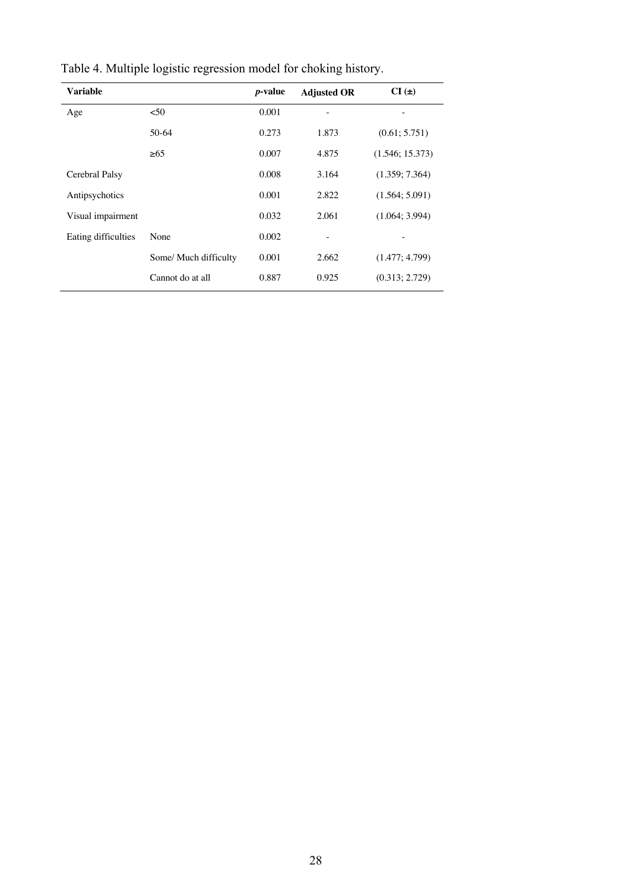Table 4. Multiple logistic regression model for choking history.

| Variable | | *p*-value | Adjusted OR | CI (±) |
|---|---|---|---|---|
| Age | <50 | 0.001 | - | - |
| | 50-64 | 0.273 | 1.873 | (0.61; 5.751) |
| | ≥65 | 0.007 | 4.875 | (1.546; 15.373) |
| Cerebral Palsy | | 0.008 | 3.164 | (1.359; 7.364) |
| Antipsychotics | | 0.001 | 2.822 | (1.564; 5.091) |
| Visual impairment | | 0.032 | 2.061 | (1.064; 3.994) |
| Eating difficulties | None | 0.002 | - | - |
| | Some/ Much difficulty | 0.001 | 2.662 | (1.477; 4.799) |
| | Cannot do at all | 0.887 | 0.925 | (0.313; 2.729) |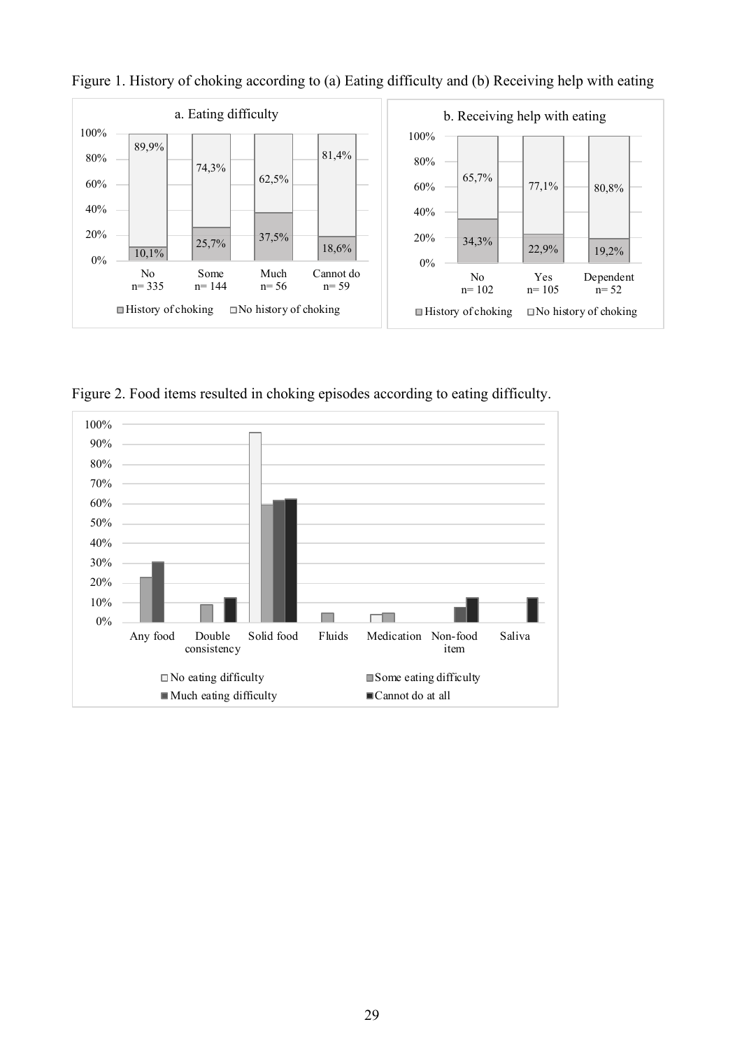Figure 1. History of choking according to (a) Eating difficulty and (b) Receiving help with eating

a. Eating difficulty

100%
80%
60%
40%
20%
0%

89,9%
10,1%
74,3%
25,7%
62,5%
37,5%
81,4%
18,6%

No
n= 335
Some
n= 144
Much
n= 56
Cannot do
n= 59

History of choking
No history of choking

b. Receiving help with eating

100%
80%
60%
40%
20%
0%

65,7%
34,3%
77,1%
22,9%
80,8%
19,2%

No
n= 102
Yes
n= 105
Dependent
n= 52

History of choking
No history of choking

Figure 2. Food items resulted in choking episodes according to eating difficulty.

100%
90%
80%
70%
60%
50%
40%
30%
20%
10%
0%

Any food
Double consistency
Solid food
Fluids
Medication
Non-food item
Saliva

No eating difficulty
Some eating difficulty
Much eating difficulty
Cannot do at all